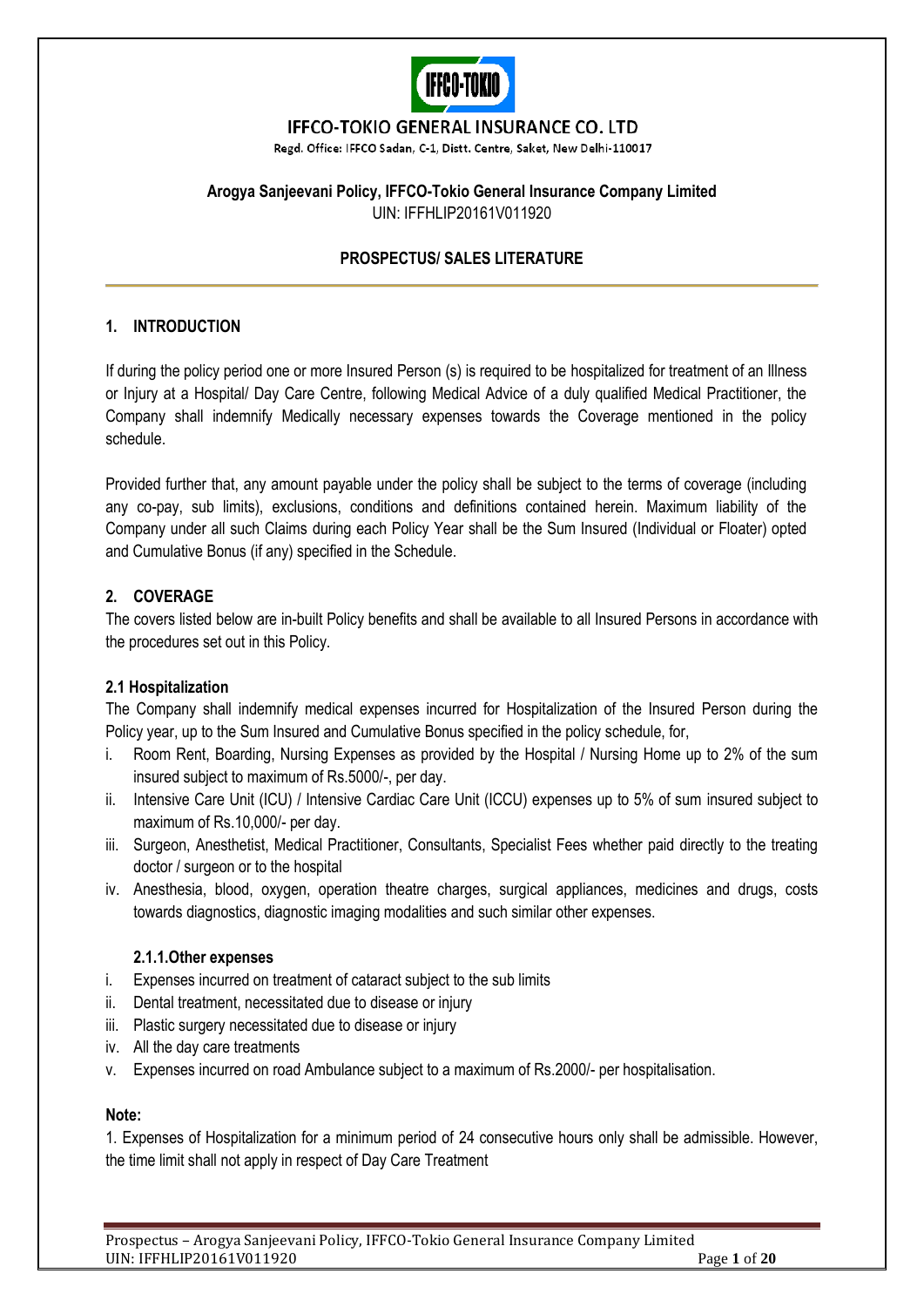**IFFCO-TOKIO GENERAL INSURANCE CO. LTD**

Regd. Office: IFFCO Sadan, C-1, Distt. Centre, Saket, New Delhi-110017

**Arogya Sanjeevani Policy, IFFCO-Tokio General Insurance Company Limited**

UIN: IFFHLIP20161V011920

**PROSPECTUS/ SALES LITERATURE**

## 1. INTRODUCTION

If during the policy period one or more Insured Person (s) is required to be hospitalized for treatment of an Illness or Injury at a Hospital/ Day Care Centre, following Medical Advice of a duly qualified Medical Practitioner, the Company shall indemnify Medically necessary expenses towards the Coverage mentioned in the policy schedule.

Provided further that, any amount payable under the policy shall be subject to the terms of coverage (including any co-pay, sub limits), exclusions, conditions and definitions contained herein. Maximum liability of the Company under all such Claims during each Policy Year shall be the Sum Insured (Individual or Floater) opted and Cumulative Bonus (if any) specified in the Schedule.

## 2. COVERAGE

The covers listed below are in-built Policy benefits and shall be available to all Insured Persons in accordance with the procedures set out in this Policy.

### 2.1 Hospitalization

The Company shall indemnify medical expenses incurred for Hospitalization of the Insured Person during the Policy year, up to the Sum Insured and Cumulative Bonus specified in the policy schedule, for,

i. Room Rent, Boarding, Nursing Expenses as provided by the Hospital / Nursing Home up to 2% of the sum insured subject to maximum of Rs.5000/-, per day.
ii. Intensive Care Unit (ICU) / Intensive Cardiac Care Unit (ICCU) expenses up to 5% of sum insured subject to maximum of Rs.10,000/- per day.
iii. Surgeon, Anesthetist, Medical Practitioner, Consultants, Specialist Fees whether paid directly to the treating doctor / surgeon or to the hospital
iv. Anesthesia, blood, oxygen, operation theatre charges, surgical appliances, medicines and drugs, costs towards diagnostics, diagnostic imaging modalities and such similar other expenses.

#### 2.1.1. Other expenses

i. Expenses incurred on treatment of cataract subject to the sub limits
ii. Dental treatment, necessitated due to disease or injury
iii. Plastic surgery necessitated due to disease or injury
iv. All the day care treatments
v. Expenses incurred on road Ambulance subject to a maximum of Rs.2000/- per hospitalisation.

**Note:**

1. Expenses of Hospitalization for a minimum period of 24 consecutive hours only shall be admissible. However, the time limit shall not apply in respect of Day Care Treatment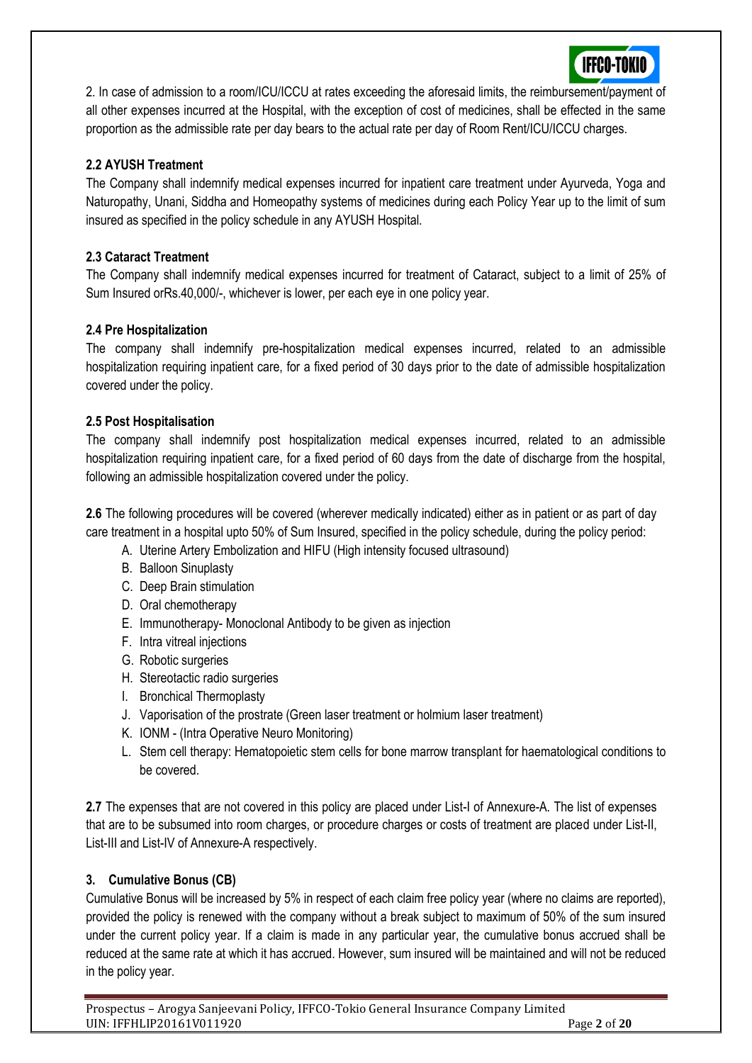2. In case of admission to a room/ICU/ICCU at rates exceeding the aforesaid limits, the reimbursement/payment of all other expenses incurred at the Hospital, with the exception of cost of medicines, shall be effected in the same proportion as the admissible rate per day bears to the actual rate per day of Room Rent/ICU/ICCU charges.

### 2.2 AYUSH Treatment

The Company shall indemnify medical expenses incurred for inpatient care treatment under Ayurveda, Yoga and Naturopathy, Unani, Siddha and Homeopathy systems of medicines during each Policy Year up to the limit of sum insured as specified in the policy schedule in any AYUSH Hospital.

### 2.3 Cataract Treatment

The Company shall indemnify medical expenses incurred for treatment of Cataract, subject to a limit of 25% of Sum Insured orRs.40,000/-, whichever is lower, per each eye in one policy year.

### 2.4 Pre Hospitalization

The company shall indemnify pre-hospitalization medical expenses incurred, related to an admissible hospitalization requiring inpatient care, for a fixed period of 30 days prior to the date of admissible hospitalization covered under the policy.

### 2.5 Post Hospitalisation

The company shall indemnify post hospitalization medical expenses incurred, related to an admissible hospitalization requiring inpatient care, for a fixed period of 60 days from the date of discharge from the hospital, following an admissible hospitalization covered under the policy.

**2.6** The following procedures will be covered (wherever medically indicated) either as in patient or as part of day care treatment in a hospital upto 50% of Sum Insured, specified in the policy schedule, during the policy period:

A. Uterine Artery Embolization and HIFU (High intensity focused ultrasound)
B. Balloon Sinuplasty
C. Deep Brain stimulation
D. Oral chemotherapy
E. Immunotherapy- Monoclonal Antibody to be given as injection
F. Intra vitreal injections
G. Robotic surgeries
H. Stereotactic radio surgeries
I. Bronchical Thermoplasty
J. Vaporisation of the prostrate (Green laser treatment or holmium laser treatment)
K. IONM - (Intra Operative Neuro Monitoring)
L. Stem cell therapy: Hematopoietic stem cells for bone marrow transplant for haematological conditions to be covered.

**2.7** The expenses that are not covered in this policy are placed under List-I of Annexure-A. The list of expenses that are to be subsumed into room charges, or procedure charges or costs of treatment are placed under List-II, List-III and List-IV of Annexure-A respectively.

### 3. Cumulative Bonus (CB)

Cumulative Bonus will be increased by 5% in respect of each claim free policy year (where no claims are reported), provided the policy is renewed with the company without a break subject to maximum of 50% of the sum insured under the current policy year. If a claim is made in any particular year, the cumulative bonus accrued shall be reduced at the same rate at which it has accrued. However, sum insured will be maintained and will not be reduced in the policy year.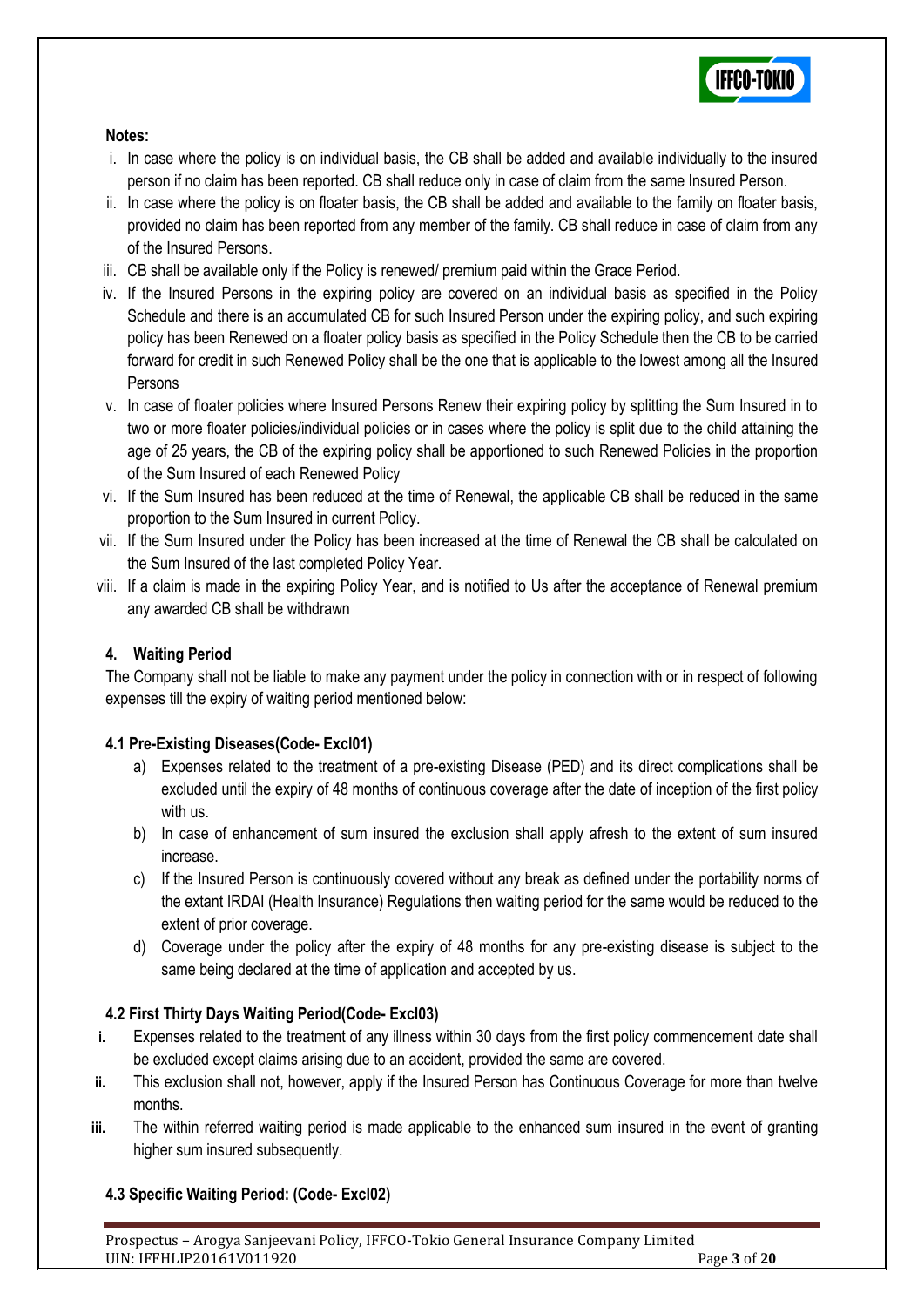**Notes:**

1. In case where the policy is on individual basis, the CB shall be added and available individually to the insured person if no claim has been reported. CB shall reduce only in case of claim from the same Insured Person.
2. In case where the policy is on floater basis, the CB shall be added and available to the family on floater basis, provided no claim has been reported from any member of the family. CB shall reduce in case of claim from any of the Insured Persons.
3. CB shall be available only if the Policy is renewed/ premium paid within the Grace Period.
4. If the Insured Persons in the expiring policy are covered on an individual basis as specified in the Policy Schedule and there is an accumulated CB for such Insured Person under the expiring policy, and such expiring policy has been Renewed on a floater policy basis as specified in the Policy Schedule then the CB to be carried forward for credit in such Renewed Policy shall be the one that is applicable to the lowest among all the Insured Persons
5. In case of floater policies where Insured Persons Renew their expiring policy by splitting the Sum Insured in to two or more floater policies/individual policies or in cases where the policy is split due to the child attaining the age of 25 years, the CB of the expiring policy shall be apportioned to such Renewed Policies in the proportion of the Sum Insured of each Renewed Policy
6. If the Sum Insured has been reduced at the time of Renewal, the applicable CB shall be reduced in the same proportion to the Sum Insured in current Policy.
7. If the Sum Insured under the Policy has been increased at the time of Renewal the CB shall be calculated on the Sum Insured of the last completed Policy Year.
8. If a claim is made in the expiring Policy Year, and is notified to Us after the acceptance of Renewal premium any awarded CB shall be withdrawn

## 4. Waiting Period

The Company shall not be liable to make any payment under the policy in connection with or in respect of following expenses till the expiry of waiting period mentioned below:

### 4.1 Pre-Existing Diseases(Code- Excl01)

a) Expenses related to the treatment of a pre-existing Disease (PED) and its direct complications shall be excluded until the expiry of 48 months of continuous coverage after the date of inception of the first policy with us.

b) In case of enhancement of sum insured the exclusion shall apply afresh to the extent of sum insured increase.

c) If the Insured Person is continuously covered without any break as defined under the portability norms of the extant IRDAI (Health Insurance) Regulations then waiting period for the same would be reduced to the extent of prior coverage.

d) Coverage under the policy after the expiry of 48 months for any pre-existing disease is subject to the same being declared at the time of application and accepted by us.

### 4.2 First Thirty Days Waiting Period(Code- Excl03)

i. Expenses related to the treatment of any illness within 30 days from the first policy commencement date shall be excluded except claims arising due to an accident, provided the same are covered.

ii. This exclusion shall not, however, apply if the Insured Person has Continuous Coverage for more than twelve months.

iii. The within referred waiting period is made applicable to the enhanced sum insured in the event of granting higher sum insured subsequently.

### 4.3 Specific Waiting Period: (Code- Excl02)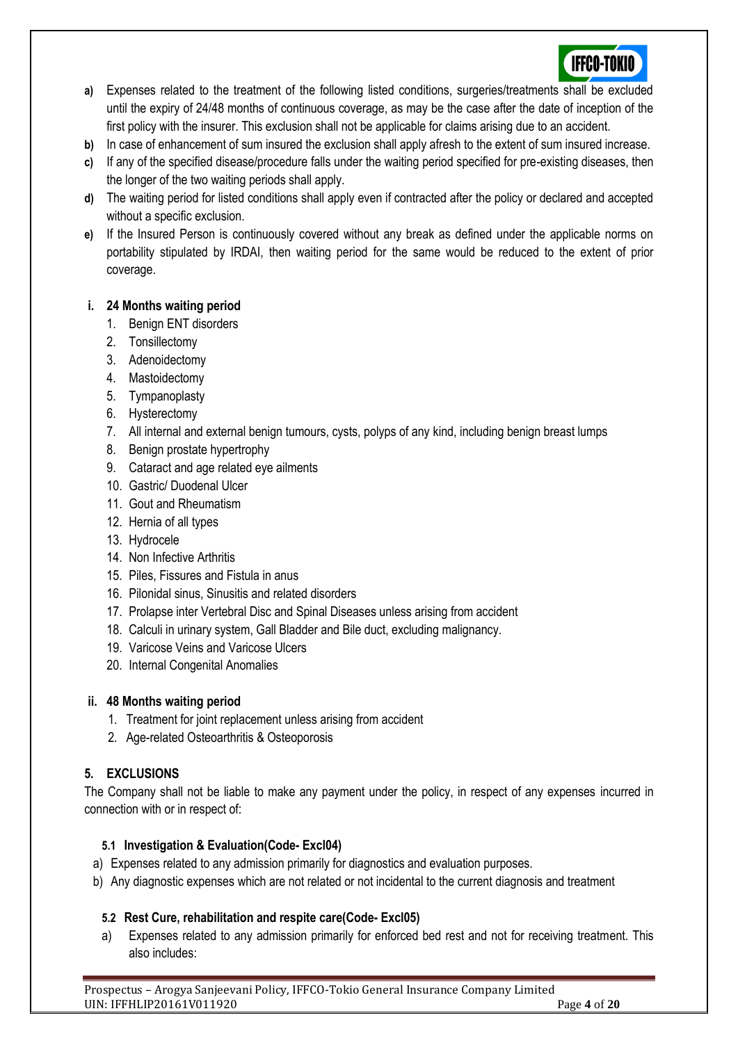a) Expenses related to the treatment of the following listed conditions, surgeries/treatments shall be excluded until the expiry of 24/48 months of continuous coverage, as may be the case after the date of inception of the first policy with the insurer. This exclusion shall not be applicable for claims arising due to an accident.
b) In case of enhancement of sum insured the exclusion shall apply afresh to the extent of sum insured increase.
c) If any of the specified disease/procedure falls under the waiting period specified for pre-existing diseases, then the longer of the two waiting periods shall apply.
d) The waiting period for listed conditions shall apply even if contracted after the policy or declared and accepted without a specific exclusion.
e) If the Insured Person is continuously covered without any break as defined under the applicable norms on portability stipulated by IRDAI, then waiting period for the same would be reduced to the extent of prior coverage.

**i. 24 Months waiting period**

1. Benign ENT disorders
2. Tonsillectomy
3. Adenoidectomy
4. Mastoidectomy
5. Tympanoplasty
6. Hysterectomy
7. All internal and external benign tumours, cysts, polyps of any kind, including benign breast lumps
8. Benign prostate hypertrophy
9. Cataract and age related eye ailments
10. Gastric/ Duodenal Ulcer
11. Gout and Rheumatism
12. Hernia of all types
13. Hydrocele
14. Non Infective Arthritis
15. Piles, Fissures and Fistula in anus
16. Pilonidal sinus, Sinusitis and related disorders
17. Prolapse inter Vertebral Disc and Spinal Diseases unless arising from accident
18. Calculi in urinary system, Gall Bladder and Bile duct, excluding malignancy.
19. Varicose Veins and Varicose Ulcers
20. Internal Congenital Anomalies

**ii. 48 Months waiting period**

1. Treatment for joint replacement unless arising from accident
2. Age-related Osteoarthritis & Osteoporosis

## 5. EXCLUSIONS

The Company shall not be liable to make any payment under the policy, in respect of any expenses incurred in connection with or in respect of:

### 5.1 Investigation & Evaluation(Code- Excl04)

a) Expenses related to any admission primarily for diagnostics and evaluation purposes.
b) Any diagnostic expenses which are not related or not incidental to the current diagnosis and treatment

### 5.2 Rest Cure, rehabilitation and respite care(Code- Excl05)

a) Expenses related to any admission primarily for enforced bed rest and not for receiving treatment. This also includes: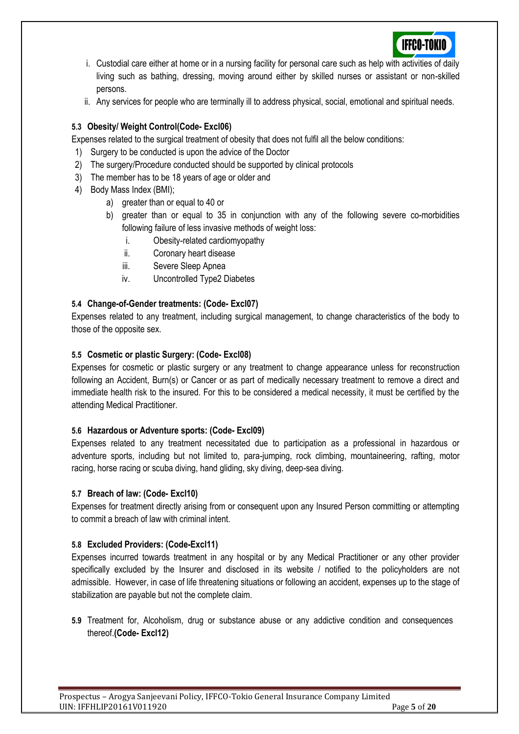i. Custodial care either at home or in a nursing facility for personal care such as help with activities of daily living such as bathing, dressing, moving around either by skilled nurses or assistant or non-skilled persons.

ii. Any services for people who are terminally ill to address physical, social, emotional and spiritual needs.

### 5.3 Obesity/ Weight Control(Code- Excl06)

Expenses related to the surgical treatment of obesity that does not fulfil all the below conditions:

1) Surgery to be conducted is upon the advice of the Doctor
2) The surgery/Procedure conducted should be supported by clinical protocols
3) The member has to be 18 years of age or older and
4) Body Mass Index (BMI);
   a) greater than or equal to 40 or
   b) greater than or equal to 35 in conjunction with any of the following severe co-morbidities following failure of less invasive methods of weight loss:
      i. Obesity-related cardiomyopathy
      ii. Coronary heart disease
      iii. Severe Sleep Apnea
      iv. Uncontrolled Type2 Diabetes

### 5.4 Change-of-Gender treatments: (Code- Excl07)

Expenses related to any treatment, including surgical management, to change characteristics of the body to those of the opposite sex.

### 5.5 Cosmetic or plastic Surgery: (Code- Excl08)

Expenses for cosmetic or plastic surgery or any treatment to change appearance unless for reconstruction following an Accident, Burn(s) or Cancer or as part of medically necessary treatment to remove a direct and immediate health risk to the insured. For this to be considered a medical necessity, it must be certified by the attending Medical Practitioner.

### 5.6 Hazardous or Adventure sports: (Code- Excl09)

Expenses related to any treatment necessitated due to participation as a professional in hazardous or adventure sports, including but not limited to, para-jumping, rock climbing, mountaineering, rafting, motor racing, horse racing or scuba diving, hand gliding, sky diving, deep-sea diving.

### 5.7 Breach of law: (Code- Excl10)

Expenses for treatment directly arising from or consequent upon any Insured Person committing or attempting to commit a breach of law with criminal intent.

### 5.8 Excluded Providers: (Code-Excl11)

Expenses incurred towards treatment in any hospital or by any Medical Practitioner or any other provider specifically excluded by the Insurer and disclosed in its website / notified to the policyholders are not admissible. However, in case of life threatening situations or following an accident, expenses up to the stage of stabilization are payable but not the complete claim.

**5.9** Treatment for, Alcoholism, drug or substance abuse or any addictive condition and consequences thereof.**(Code- Excl12)**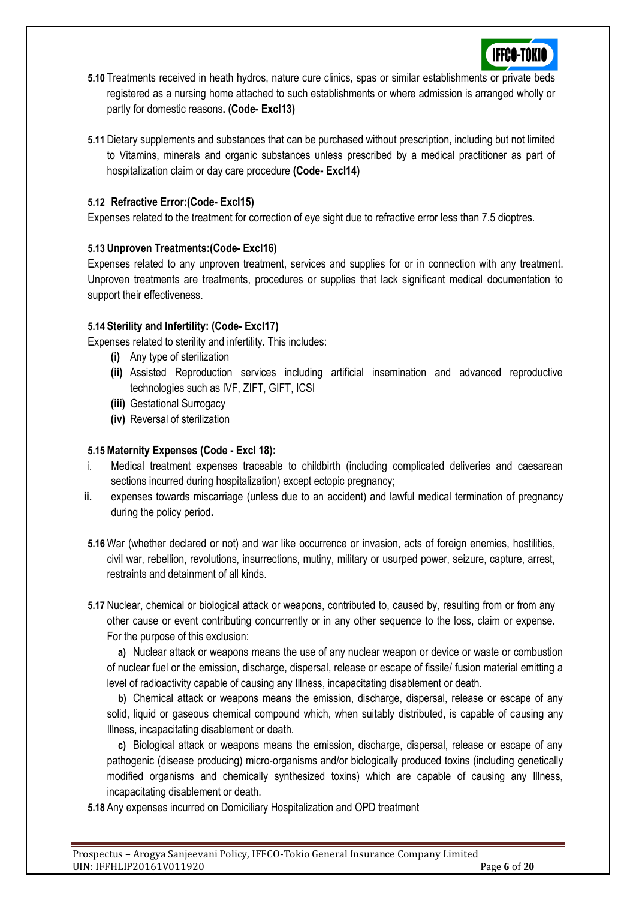**5.10** Treatments received in heath hydros, nature cure clinics, spas or similar establishments or private beds registered as a nursing home attached to such establishments or where admission is arranged wholly or partly for domestic reasons**. (Code- Excl13)**

**5.11** Dietary supplements and substances that can be purchased without prescription, including but not limited to Vitamins, minerals and organic substances unless prescribed by a medical practitioner as part of hospitalization claim or day care procedure **(Code- Excl14)**

**5.12 Refractive Error:(Code- Excl15)**

Expenses related to the treatment for correction of eye sight due to refractive error less than 7.5 dioptres.

**5.13 Unproven Treatments:(Code- Excl16)**

Expenses related to any unproven treatment, services and supplies for or in connection with any treatment. Unproven treatments are treatments, procedures or supplies that lack significant medical documentation to support their effectiveness.

**5.14 Sterility and Infertility: (Code- Excl17)**

Expenses related to sterility and infertility. This includes:

- **(i)** Any type of sterilization
- **(ii)** Assisted Reproduction services including artificial insemination and advanced reproductive technologies such as IVF, ZIFT, GIFT, ICSI
- **(iii)** Gestational Surrogacy
- **(iv)** Reversal of sterilization

**5.15 Maternity Expenses (Code - Excl 18):**

- i. Medical treatment expenses traceable to childbirth (including complicated deliveries and caesarean sections incurred during hospitalization) except ectopic pregnancy;
- **ii.** expenses towards miscarriage (unless due to an accident) and lawful medical termination of pregnancy during the policy period**.**

**5.16** War (whether declared or not) and war like occurrence or invasion, acts of foreign enemies, hostilities, civil war, rebellion, revolutions, insurrections, mutiny, military or usurped power, seizure, capture, arrest, restraints and detainment of all kinds.

**5.17** Nuclear, chemical or biological attack or weapons, contributed to, caused by, resulting from or from any other cause or event contributing concurrently or in any other sequence to the loss, claim or expense. For the purpose of this exclusion:

**a)** Nuclear attack or weapons means the use of any nuclear weapon or device or waste or combustion of nuclear fuel or the emission, discharge, dispersal, release or escape of fissile/ fusion material emitting a level of radioactivity capable of causing any Illness, incapacitating disablement or death.

**b)** Chemical attack or weapons means the emission, discharge, dispersal, release or escape of any solid, liquid or gaseous chemical compound which, when suitably distributed, is capable of causing any Illness, incapacitating disablement or death.

**c)** Biological attack or weapons means the emission, discharge, dispersal, release or escape of any pathogenic (disease producing) micro-organisms and/or biologically produced toxins (including genetically modified organisms and chemically synthesized toxins) which are capable of causing any Illness, incapacitating disablement or death.

**5.18** Any expenses incurred on Domiciliary Hospitalization and OPD treatment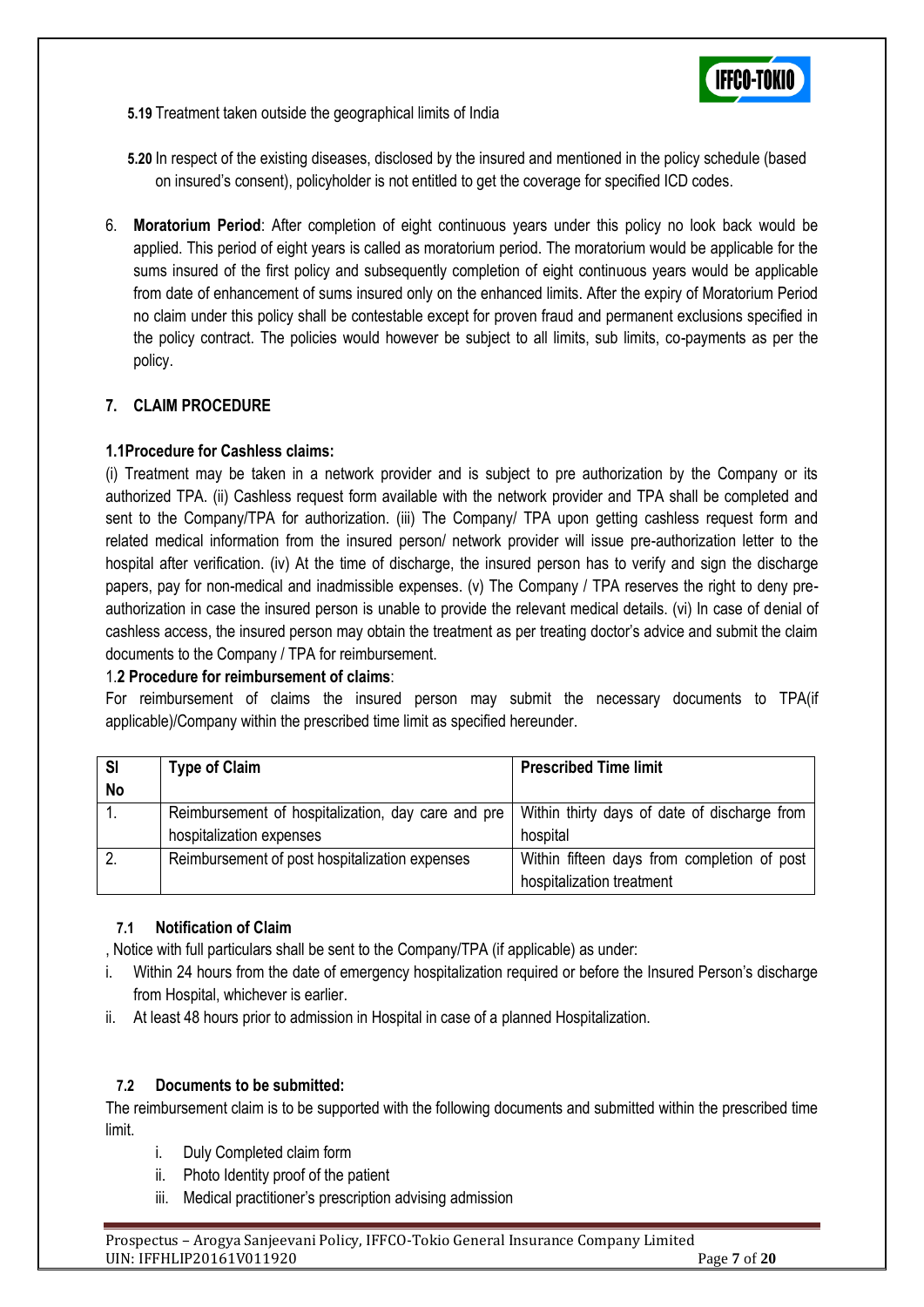**5.19** Treatment taken outside the geographical limits of India

**5.20** In respect of the existing diseases, disclosed by the insured and mentioned in the policy schedule (based on insured's consent), policyholder is not entitled to get the coverage for specified ICD codes.

6. **Moratorium Period**: After completion of eight continuous years under this policy no look back would be applied. This period of eight years is called as moratorium period. The moratorium would be applicable for the sums insured of the first policy and subsequently completion of eight continuous years would be applicable from date of enhancement of sums insured only on the enhanced limits. After the expiry of Moratorium Period no claim under this policy shall be contestable except for proven fraud and permanent exclusions specified in the policy contract. The policies would however be subject to all limits, sub limits, co-payments as per the policy.

## 7. CLAIM PROCEDURE

**1.1Procedure for Cashless claims:**

(i) Treatment may be taken in a network provider and is subject to pre authorization by the Company or its authorized TPA. (ii) Cashless request form available with the network provider and TPA shall be completed and sent to the Company/TPA for authorization. (iii) The Company/ TPA upon getting cashless request form and related medical information from the insured person/ network provider will issue pre-authorization letter to the hospital after verification. (iv) At the time of discharge, the insured person has to verify and sign the discharge papers, pay for non-medical and inadmissible expenses. (v) The Company / TPA reserves the right to deny pre-authorization in case the insured person is unable to provide the relevant medical details. (vi) In case of denial of cashless access, the insured person may obtain the treatment as per treating doctor's advice and submit the claim documents to the Company / TPA for reimbursement.

1.**2 Procedure for reimbursement of claims**:

For reimbursement of claims the insured person may submit the necessary documents to TPA(if applicable)/Company within the prescribed time limit as specified hereunder.

| Sl No | Type of Claim | Prescribed Time limit |
|---|---|---|
| 1. | Reimbursement of hospitalization, day care and pre hospitalization expenses | Within thirty days of date of discharge from hospital |
| 2. | Reimbursement of post hospitalization expenses | Within fifteen days from completion of post hospitalization treatment |

### 7.1 Notification of Claim

, Notice with full particulars shall be sent to the Company/TPA (if applicable) as under:

i. Within 24 hours from the date of emergency hospitalization required or before the Insured Person's discharge from Hospital, whichever is earlier.
ii. At least 48 hours prior to admission in Hospital in case of a planned Hospitalization.

### 7.2 Documents to be submitted:

The reimbursement claim is to be supported with the following documents and submitted within the prescribed time limit.

i. Duly Completed claim form
ii. Photo Identity proof of the patient
iii. Medical practitioner's prescription advising admission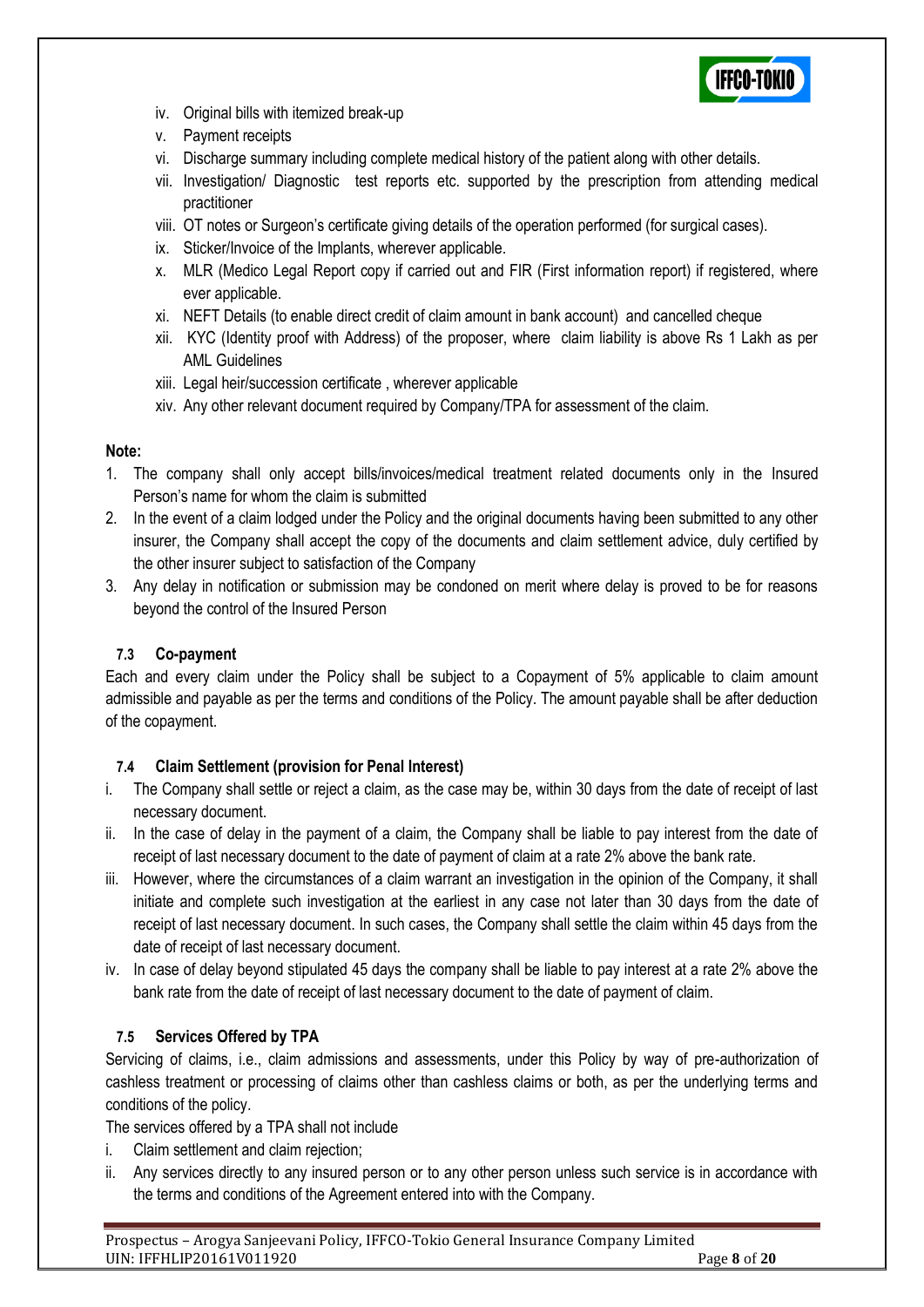iv. Original bills with itemized break-up
v. Payment receipts
vi. Discharge summary including complete medical history of the patient along with other details.
vii. Investigation/ Diagnostic test reports etc. supported by the prescription from attending medical practitioner
viii. OT notes or Surgeon's certificate giving details of the operation performed (for surgical cases).
ix. Sticker/Invoice of the Implants, wherever applicable.
x. MLR (Medico Legal Report copy if carried out and FIR (First information report) if registered, where ever applicable.
xi. NEFT Details (to enable direct credit of claim amount in bank account) and cancelled cheque
xii. KYC (Identity proof with Address) of the proposer, where claim liability is above Rs 1 Lakh as per AML Guidelines
xiii. Legal heir/succession certificate , wherever applicable
xiv. Any other relevant document required by Company/TPA for assessment of the claim.

**Note:**

1. The company shall only accept bills/invoices/medical treatment related documents only in the Insured Person's name for whom the claim is submitted
2. In the event of a claim lodged under the Policy and the original documents having been submitted to any other insurer, the Company shall accept the copy of the documents and claim settlement advice, duly certified by the other insurer subject to satisfaction of the Company
3. Any delay in notification or submission may be condoned on merit where delay is proved to be for reasons beyond the control of the Insured Person

### 7.3 Co-payment

Each and every claim under the Policy shall be subject to a Copayment of 5% applicable to claim amount admissible and payable as per the terms and conditions of the Policy. The amount payable shall be after deduction of the copayment.

### 7.4 Claim Settlement (provision for Penal Interest)

i. The Company shall settle or reject a claim, as the case may be, within 30 days from the date of receipt of last necessary document.
ii. In the case of delay in the payment of a claim, the Company shall be liable to pay interest from the date of receipt of last necessary document to the date of payment of claim at a rate 2% above the bank rate.
iii. However, where the circumstances of a claim warrant an investigation in the opinion of the Company, it shall initiate and complete such investigation at the earliest in any case not later than 30 days from the date of receipt of last necessary document. In such cases, the Company shall settle the claim within 45 days from the date of receipt of last necessary document.
iv. In case of delay beyond stipulated 45 days the company shall be liable to pay interest at a rate 2% above the bank rate from the date of receipt of last necessary document to the date of payment of claim.

### 7.5 Services Offered by TPA

Servicing of claims, i.e., claim admissions and assessments, under this Policy by way of pre-authorization of cashless treatment or processing of claims other than cashless claims or both, as per the underlying terms and conditions of the policy.

The services offered by a TPA shall not include

i. Claim settlement and claim rejection;
ii. Any services directly to any insured person or to any other person unless such service is in accordance with the terms and conditions of the Agreement entered into with the Company.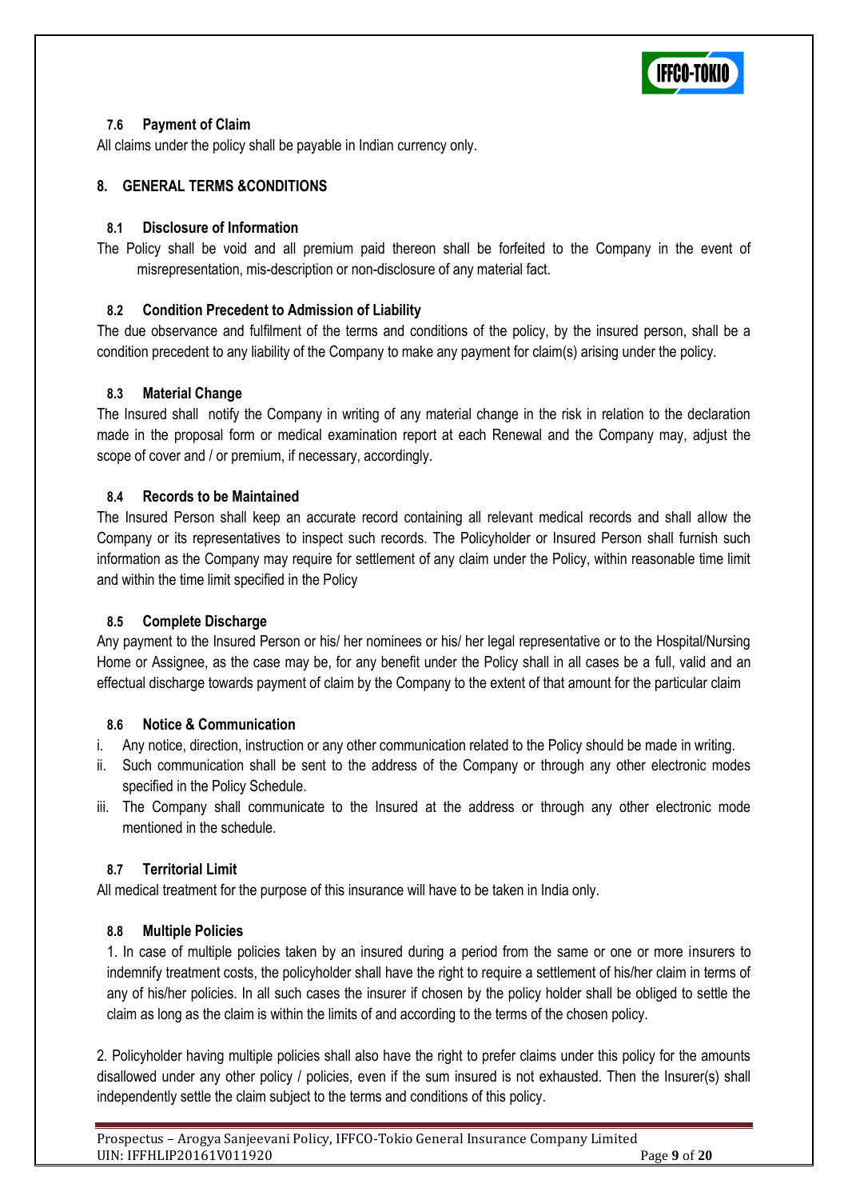### 7.6 Payment of Claim

All claims under the policy shall be payable in Indian currency only.

## 8. GENERAL TERMS &CONDITIONS

### 8.1 Disclosure of Information

The Policy shall be void and all premium paid thereon shall be forfeited to the Company in the event of misrepresentation, mis-description or non-disclosure of any material fact.

### 8.2 Condition Precedent to Admission of Liability

The due observance and fulfilment of the terms and conditions of the policy, by the insured person, shall be a condition precedent to any liability of the Company to make any payment for claim(s) arising under the policy.

### 8.3 Material Change

The Insured shall notify the Company in writing of any material change in the risk in relation to the declaration made in the proposal form or medical examination report at each Renewal and the Company may, adjust the scope of cover and / or premium, if necessary, accordingly.

### 8.4 Records to be Maintained

The Insured Person shall keep an accurate record containing all relevant medical records and shall allow the Company or its representatives to inspect such records. The Policyholder or Insured Person shall furnish such information as the Company may require for settlement of any claim under the Policy, within reasonable time limit and within the time limit specified in the Policy

### 8.5 Complete Discharge

Any payment to the Insured Person or his/ her nominees or his/ her legal representative or to the Hospital/Nursing Home or Assignee, as the case may be, for any benefit under the Policy shall in all cases be a full, valid and an effectual discharge towards payment of claim by the Company to the extent of that amount for the particular claim

### 8.6 Notice & Communication

i. Any notice, direction, instruction or any other communication related to the Policy should be made in writing.
ii. Such communication shall be sent to the address of the Company or through any other electronic modes specified in the Policy Schedule.
iii. The Company shall communicate to the Insured at the address or through any other electronic mode mentioned in the schedule.

### 8.7 Territorial Limit

All medical treatment for the purpose of this insurance will have to be taken in India only.

### 8.8 Multiple Policies

1. In case of multiple policies taken by an insured during a period from the same or one or more insurers to indemnify treatment costs, the policyholder shall have the right to require a settlement of his/her claim in terms of any of his/her policies. In all such cases the insurer if chosen by the policy holder shall be obliged to settle the claim as long as the claim is within the limits of and according to the terms of the chosen policy.

2. Policyholder having multiple policies shall also have the right to prefer claims under this policy for the amounts disallowed under any other policy / policies, even if the sum insured is not exhausted. Then the Insurer(s) shall independently settle the claim subject to the terms and conditions of this policy.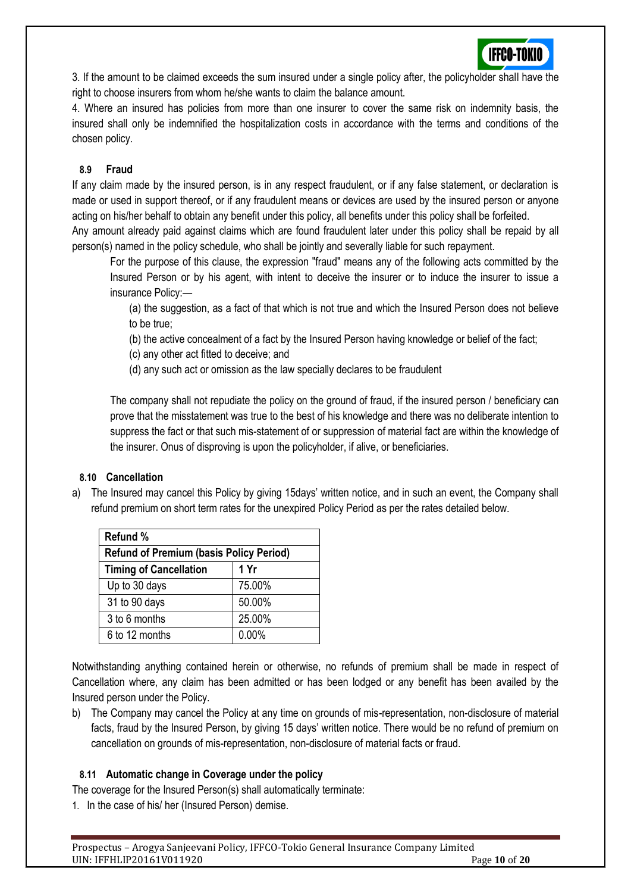3. If the amount to be claimed exceeds the sum insured under a single policy after, the policyholder shall have the right to choose insurers from whom he/she wants to claim the balance amount.

4. Where an insured has policies from more than one insurer to cover the same risk on indemnity basis, the insured shall only be indemnified the hospitalization costs in accordance with the terms and conditions of the chosen policy.

### 8.9 Fraud

If any claim made by the insured person, is in any respect fraudulent, or if any false statement, or declaration is made or used in support thereof, or if any fraudulent means or devices are used by the insured person or anyone acting on his/her behalf to obtain any benefit under this policy, all benefits under this policy shall be forfeited.

Any amount already paid against claims which are found fraudulent later under this policy shall be repaid by all person(s) named in the policy schedule, who shall be jointly and severally liable for such repayment.

For the purpose of this clause, the expression "fraud" means any of the following acts committed by the Insured Person or by his agent, with intent to deceive the insurer or to induce the insurer to issue a insurance Policy:—

(a) the suggestion, as a fact of that which is not true and which the Insured Person does not believe to be true;

(b) the active concealment of a fact by the Insured Person having knowledge or belief of the fact;

(c) any other act fitted to deceive; and

(d) any such act or omission as the law specially declares to be fraudulent

The company shall not repudiate the policy on the ground of fraud, if the insured person / beneficiary can prove that the misstatement was true to the best of his knowledge and there was no deliberate intention to suppress the fact or that such mis-statement of or suppression of material fact are within the knowledge of the insurer. Onus of disproving is upon the policyholder, if alive, or beneficiaries.

### 8.10 Cancellation

a) The Insured may cancel this Policy by giving 15days' written notice, and in such an event, the Company shall refund premium on short term rates for the unexpired Policy Period as per the rates detailed below.

| **Refund %** | |
|---|---|
| **Refund of Premium (basis Policy Period)** | |
| **Timing of Cancellation** | **1 Yr** |
| Up to 30 days | 75.00% |
| 31 to 90 days | 50.00% |
| 3 to 6 months | 25.00% |
| 6 to 12 months | 0.00% |

Notwithstanding anything contained herein or otherwise, no refunds of premium shall be made in respect of Cancellation where, any claim has been admitted or has been lodged or any benefit has been availed by the Insured person under the Policy.

b) The Company may cancel the Policy at any time on grounds of mis-representation, non-disclosure of material facts, fraud by the Insured Person, by giving 15 days' written notice. There would be no refund of premium on cancellation on grounds of mis-representation, non-disclosure of material facts or fraud.

### 8.11 Automatic change in Coverage under the policy

The coverage for the Insured Person(s) shall automatically terminate:

1. In the case of his/ her (Insured Person) demise.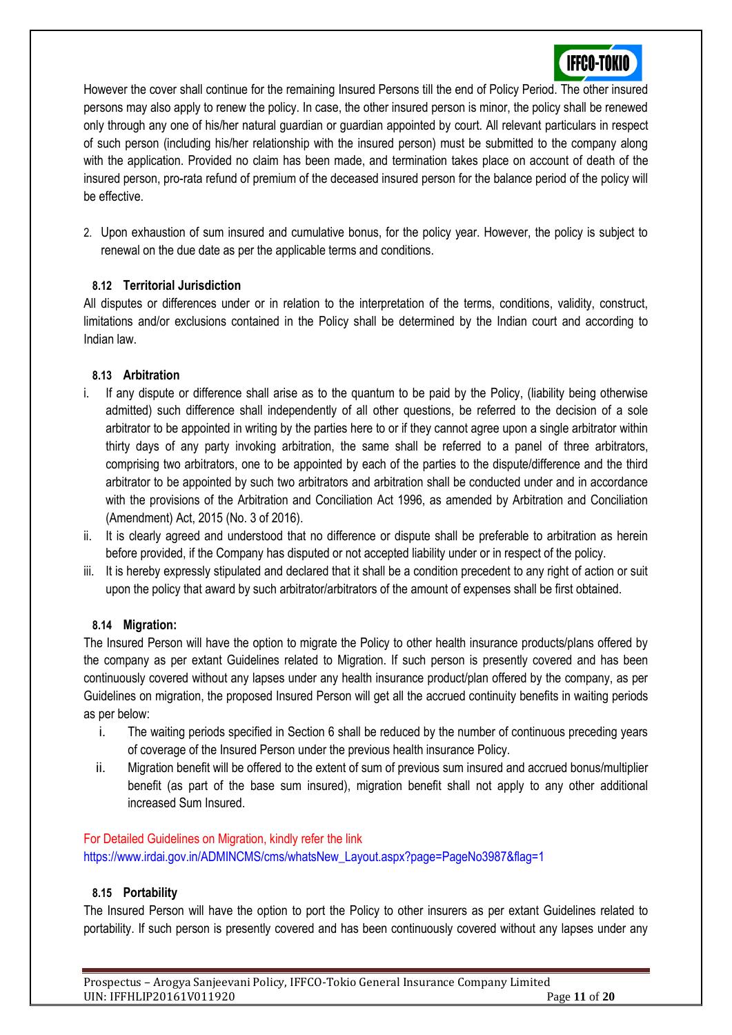However the cover shall continue for the remaining Insured Persons till the end of Policy Period. The other insured persons may also apply to renew the policy. In case, the other insured person is minor, the policy shall be renewed only through any one of his/her natural guardian or guardian appointed by court. All relevant particulars in respect of such person (including his/her relationship with the insured person) must be submitted to the company along with the application. Provided no claim has been made, and termination takes place on account of death of the insured person, pro-rata refund of premium of the deceased insured person for the balance period of the policy will be effective.

2. Upon exhaustion of sum insured and cumulative bonus, for the policy year. However, the policy is subject to renewal on the due date as per the applicable terms and conditions.

### 8.12 Territorial Jurisdiction

All disputes or differences under or in relation to the interpretation of the terms, conditions, validity, construct, limitations and/or exclusions contained in the Policy shall be determined by the Indian court and according to Indian law.

### 8.13 Arbitration

i. If any dispute or difference shall arise as to the quantum to be paid by the Policy, (liability being otherwise admitted) such difference shall independently of all other questions, be referred to the decision of a sole arbitrator to be appointed in writing by the parties here to or if they cannot agree upon a single arbitrator within thirty days of any party invoking arbitration, the same shall be referred to a panel of three arbitrators, comprising two arbitrators, one to be appointed by each of the parties to the dispute/difference and the third arbitrator to be appointed by such two arbitrators and arbitration shall be conducted under and in accordance with the provisions of the Arbitration and Conciliation Act 1996, as amended by Arbitration and Conciliation (Amendment) Act, 2015 (No. 3 of 2016).
ii. It is clearly agreed and understood that no difference or dispute shall be preferable to arbitration as herein before provided, if the Company has disputed or not accepted liability under or in respect of the policy.
iii. It is hereby expressly stipulated and declared that it shall be a condition precedent to any right of action or suit upon the policy that award by such arbitrator/arbitrators of the amount of expenses shall be first obtained.

### 8.14 Migration:

The Insured Person will have the option to migrate the Policy to other health insurance products/plans offered by the company as per extant Guidelines related to Migration. If such person is presently covered and has been continuously covered without any lapses under any health insurance product/plan offered by the company, as per Guidelines on migration, the proposed Insured Person will get all the accrued continuity benefits in waiting periods as per below:

i. The waiting periods specified in Section 6 shall be reduced by the number of continuous preceding years of coverage of the Insured Person under the previous health insurance Policy.
ii. Migration benefit will be offered to the extent of sum of previous sum insured and accrued bonus/multiplier benefit (as part of the base sum insured), migration benefit shall not apply to any other additional increased Sum Insured.

For Detailed Guidelines on Migration, kindly refer the link
https://www.irdai.gov.in/ADMINCMS/cms/whatsNew_Layout.aspx?page=PageNo3987&flag=1

### 8.15 Portability

The Insured Person will have the option to port the Policy to other insurers as per extant Guidelines related to portability. If such person is presently covered and has been continuously covered without any lapses under any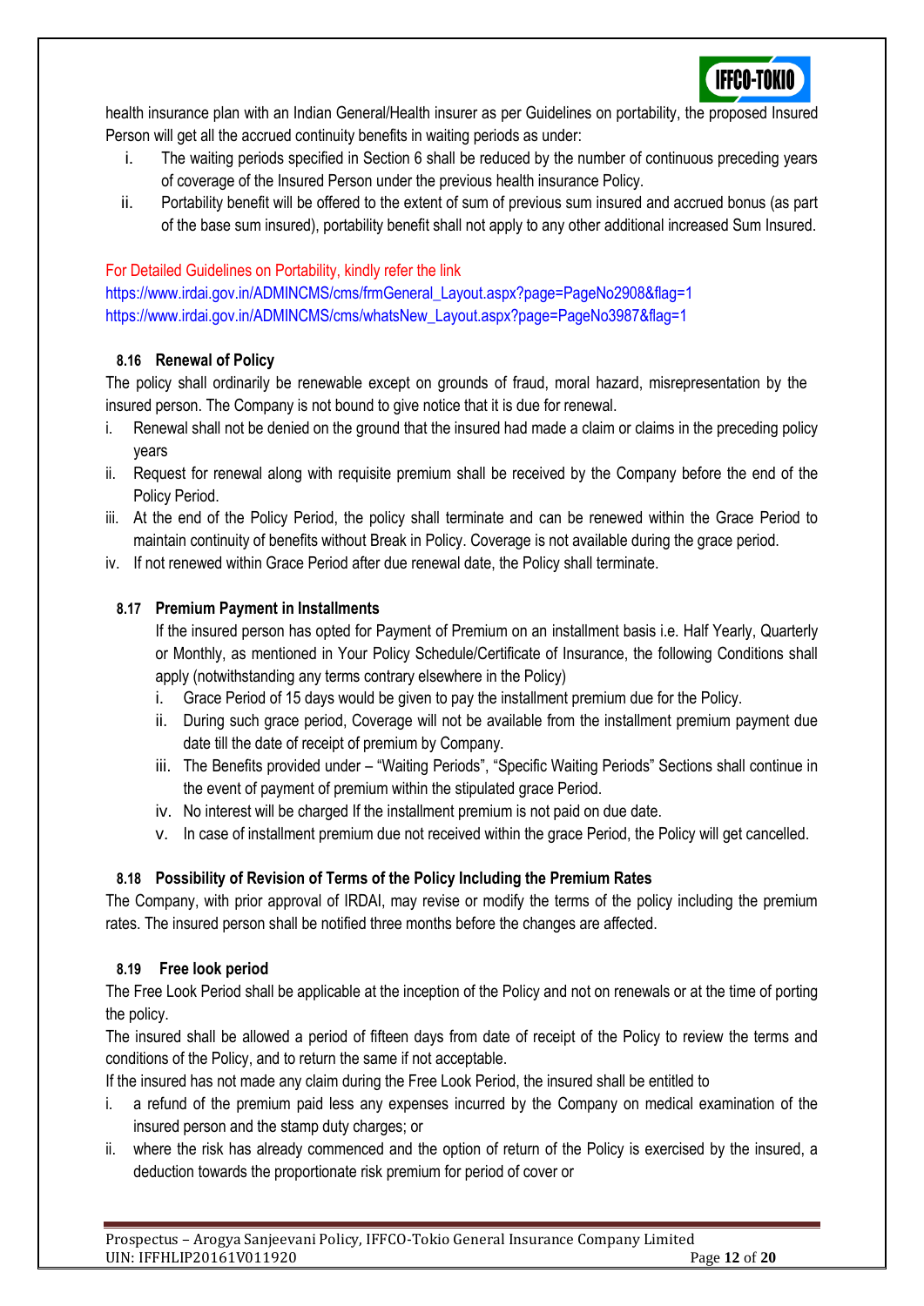health insurance plan with an Indian General/Health insurer as per Guidelines on portability, the proposed Insured Person will get all the accrued continuity benefits in waiting periods as under:

i. The waiting periods specified in Section 6 shall be reduced by the number of continuous preceding years of coverage of the Insured Person under the previous health insurance Policy.
ii. Portability benefit will be offered to the extent of sum of previous sum insured and accrued bonus (as part of the base sum insured), portability benefit shall not apply to any other additional increased Sum Insured.

For Detailed Guidelines on Portability, kindly refer the link
https://www.irdai.gov.in/ADMINCMS/cms/frmGeneral_Layout.aspx?page=PageNo2908&flag=1
https://www.irdai.gov.in/ADMINCMS/cms/whatsNew_Layout.aspx?page=PageNo3987&flag=1

### 8.16 Renewal of Policy

The policy shall ordinarily be renewable except on grounds of fraud, moral hazard, misrepresentation by the insured person. The Company is not bound to give notice that it is due for renewal.

i. Renewal shall not be denied on the ground that the insured had made a claim or claims in the preceding policy years
ii. Request for renewal along with requisite premium shall be received by the Company before the end of the Policy Period.
iii. At the end of the Policy Period, the policy shall terminate and can be renewed within the Grace Period to maintain continuity of benefits without Break in Policy. Coverage is not available during the grace period.
iv. If not renewed within Grace Period after due renewal date, the Policy shall terminate.

### 8.17 Premium Payment in Installments

If the insured person has opted for Payment of Premium on an installment basis i.e. Half Yearly, Quarterly or Monthly, as mentioned in Your Policy Schedule/Certificate of Insurance, the following Conditions shall apply (notwithstanding any terms contrary elsewhere in the Policy)

i. Grace Period of 15 days would be given to pay the installment premium due for the Policy.
ii. During such grace period, Coverage will not be available from the installment premium payment due date till the date of receipt of premium by Company.
iii. The Benefits provided under – "Waiting Periods", "Specific Waiting Periods" Sections shall continue in the event of payment of premium within the stipulated grace Period.
iv. No interest will be charged If the installment premium is not paid on due date.
v. In case of installment premium due not received within the grace Period, the Policy will get cancelled.

### 8.18 Possibility of Revision of Terms of the Policy Including the Premium Rates

The Company, with prior approval of IRDAI, may revise or modify the terms of the policy including the premium rates. The insured person shall be notified three months before the changes are affected.

### 8.19 Free look period

The Free Look Period shall be applicable at the inception of the Policy and not on renewals or at the time of porting the policy.

The insured shall be allowed a period of fifteen days from date of receipt of the Policy to review the terms and conditions of the Policy, and to return the same if not acceptable.

If the insured has not made any claim during the Free Look Period, the insured shall be entitled to

i. a refund of the premium paid less any expenses incurred by the Company on medical examination of the insured person and the stamp duty charges; or
ii. where the risk has already commenced and the option of return of the Policy is exercised by the insured, a deduction towards the proportionate risk premium for period of cover or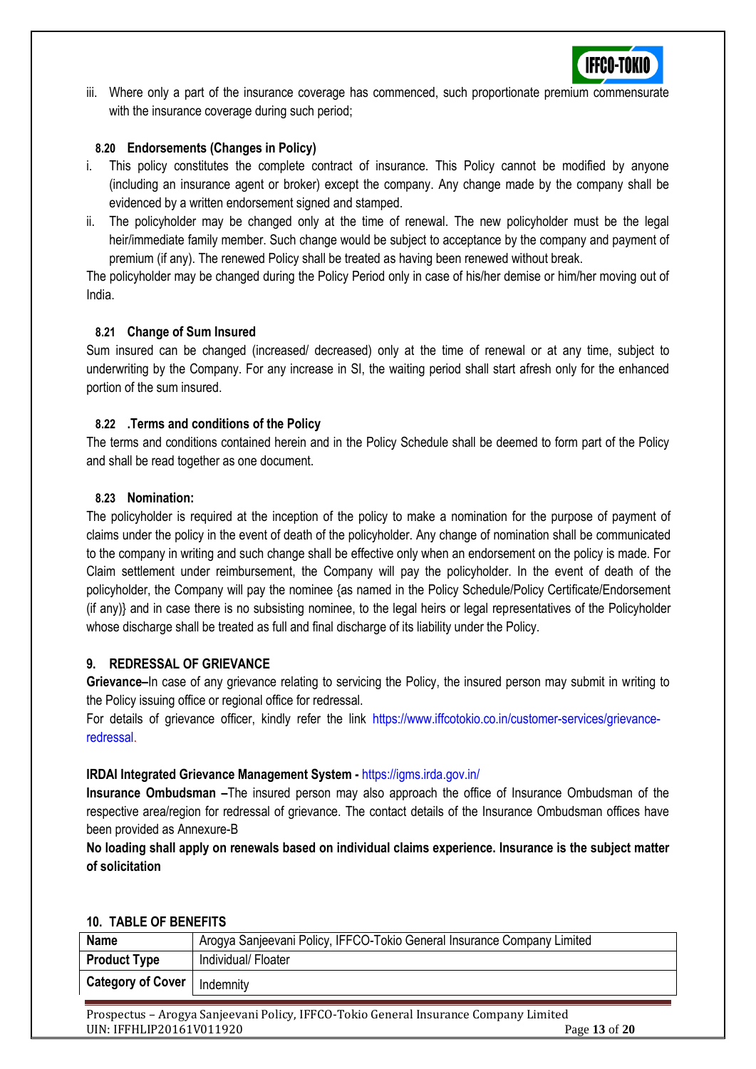iii. Where only a part of the insurance coverage has commenced, such proportionate premium commensurate with the insurance coverage during such period;

### 8.20 Endorsements (Changes in Policy)

i. This policy constitutes the complete contract of insurance. This Policy cannot be modified by anyone (including an insurance agent or broker) except the company. Any change made by the company shall be evidenced by a written endorsement signed and stamped.

ii. The policyholder may be changed only at the time of renewal. The new policyholder must be the legal heir/immediate family member. Such change would be subject to acceptance by the company and payment of premium (if any). The renewed Policy shall be treated as having been renewed without break.

The policyholder may be changed during the Policy Period only in case of his/her demise or him/her moving out of India.

### 8.21 Change of Sum Insured

Sum insured can be changed (increased/ decreased) only at the time of renewal or at any time, subject to underwriting by the Company. For any increase in SI, the waiting period shall start afresh only for the enhanced portion of the sum insured.

### 8.22 .Terms and conditions of the Policy

The terms and conditions contained herein and in the Policy Schedule shall be deemed to form part of the Policy and shall be read together as one document.

### 8.23 Nomination:

The policyholder is required at the inception of the policy to make a nomination for the purpose of payment of claims under the policy in the event of death of the policyholder. Any change of nomination shall be communicated to the company in writing and such change shall be effective only when an endorsement on the policy is made. For Claim settlement under reimbursement, the Company will pay the policyholder. In the event of death of the policyholder, the Company will pay the nominee {as named in the Policy Schedule/Policy Certificate/Endorsement (if any)} and in case there is no subsisting nominee, to the legal heirs or legal representatives of the Policyholder whose discharge shall be treated as full and final discharge of its liability under the Policy.

## 9. REDRESSAL OF GRIEVANCE

**Grievance–**In case of any grievance relating to servicing the Policy, the insured person may submit in writing to the Policy issuing office or regional office for redressal.

For details of grievance officer, kindly refer the link https://www.iffcotokio.co.in/customer-services/grievance-redressal.

**IRDAI Integrated Grievance Management System -** https://igms.irda.gov.in/

**Insurance Ombudsman –**The insured person may also approach the office of Insurance Ombudsman of the respective area/region for redressal of grievance. The contact details of the Insurance Ombudsman offices have been provided as Annexure-B

**No loading shall apply on renewals based on individual claims experience. Insurance is the subject matter of solicitation**

## 10. TABLE OF BENEFITS

| **Name** | Arogya Sanjeevani Policy, IFFCO-Tokio General Insurance Company Limited |
|---|---|
| **Product Type** | Individual/ Floater |
| **Category of Cover** | Indemnity |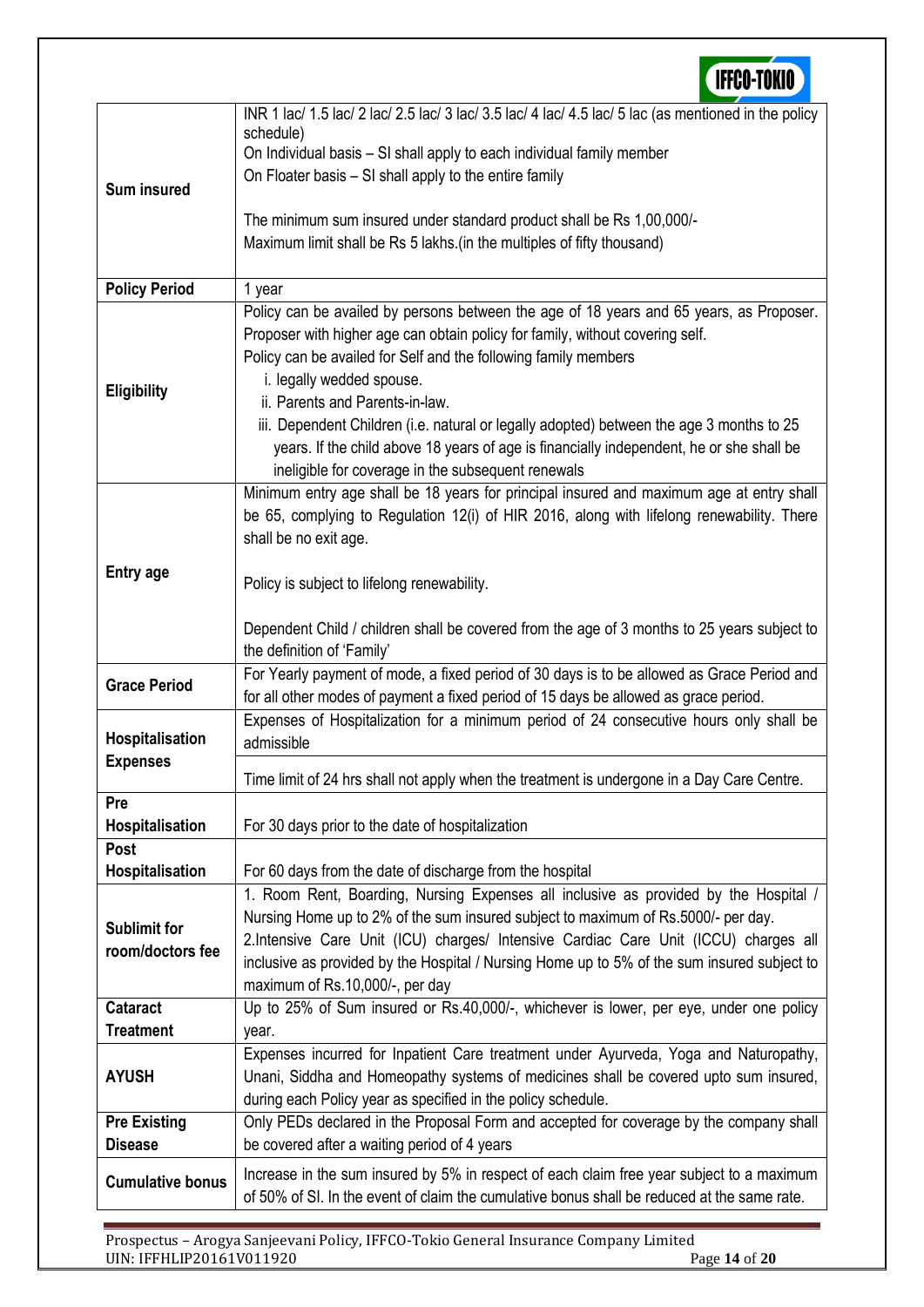| | |
|---|---|
| **Sum insured** | INR 1 lac/ 1.5 lac/ 2 lac/ 2.5 lac/ 3 lac/ 3.5 lac/ 4 lac/ 4.5 lac/ 5 lac (as mentioned in the policy schedule)<br>On Individual basis – SI shall apply to each individual family member<br>On Floater basis – SI shall apply to the entire family<br><br>The minimum sum insured under standard product shall be Rs 1,00,000/-<br>Maximum limit shall be Rs 5 lakhs.(in the multiples of fifty thousand) |
| **Policy Period** | 1 year |
| **Eligibility** | Policy can be availed by persons between the age of 18 years and 65 years, as Proposer. Proposer with higher age can obtain policy for family, without covering self.<br>Policy can be availed for Self and the following family members<br>i. legally wedded spouse.<br>ii. Parents and Parents-in-law.<br>iii. Dependent Children (i.e. natural or legally adopted) between the age 3 months to 25 years. If the child above 18 years of age is financially independent, he or she shall be ineligible for coverage in the subsequent renewals |
| **Entry age** | Minimum entry age shall be 18 years for principal insured and maximum age at entry shall be 65, complying to Regulation 12(i) of HIR 2016, along with lifelong renewability. There shall be no exit age.<br><br>Policy is subject to lifelong renewability.<br><br>Dependent Child / children shall be covered from the age of 3 months to 25 years subject to the definition of 'Family' |
| **Grace Period** | For Yearly payment of mode, a fixed period of 30 days is to be allowed as Grace Period and for all other modes of payment a fixed period of 15 days be allowed as grace period. |
| **Hospitalisation Expenses** | Expenses of Hospitalization for a minimum period of 24 consecutive hours only shall be admissible<br><br>Time limit of 24 hrs shall not apply when the treatment is undergone in a Day Care Centre. |
| **Pre Hospitalisation** | For 30 days prior to the date of hospitalization |
| **Post Hospitalisation** | For 60 days from the date of discharge from the hospital |
| **Sublimit for room/doctors fee** | 1. Room Rent, Boarding, Nursing Expenses all inclusive as provided by the Hospital / Nursing Home up to 2% of the sum insured subject to maximum of Rs.5000/- per day.<br>2.Intensive Care Unit (ICU) charges/ Intensive Cardiac Care Unit (ICCU) charges all inclusive as provided by the Hospital / Nursing Home up to 5% of the sum insured subject to maximum of Rs.10,000/-, per day |
| **Cataract Treatment** | Up to 25% of Sum insured or Rs.40,000/-, whichever is lower, per eye, under one policy year. |
| **AYUSH** | Expenses incurred for Inpatient Care treatment under Ayurveda, Yoga and Naturopathy, Unani, Siddha and Homeopathy systems of medicines shall be covered upto sum insured, during each Policy year as specified in the policy schedule. |
| **Pre Existing Disease** | Only PEDs declared in the Proposal Form and accepted for coverage by the company shall be covered after a waiting period of 4 years |
| **Cumulative bonus** | Increase in the sum insured by 5% in respect of each claim free year subject to a maximum of 50% of SI. In the event of claim the cumulative bonus shall be reduced at the same rate. |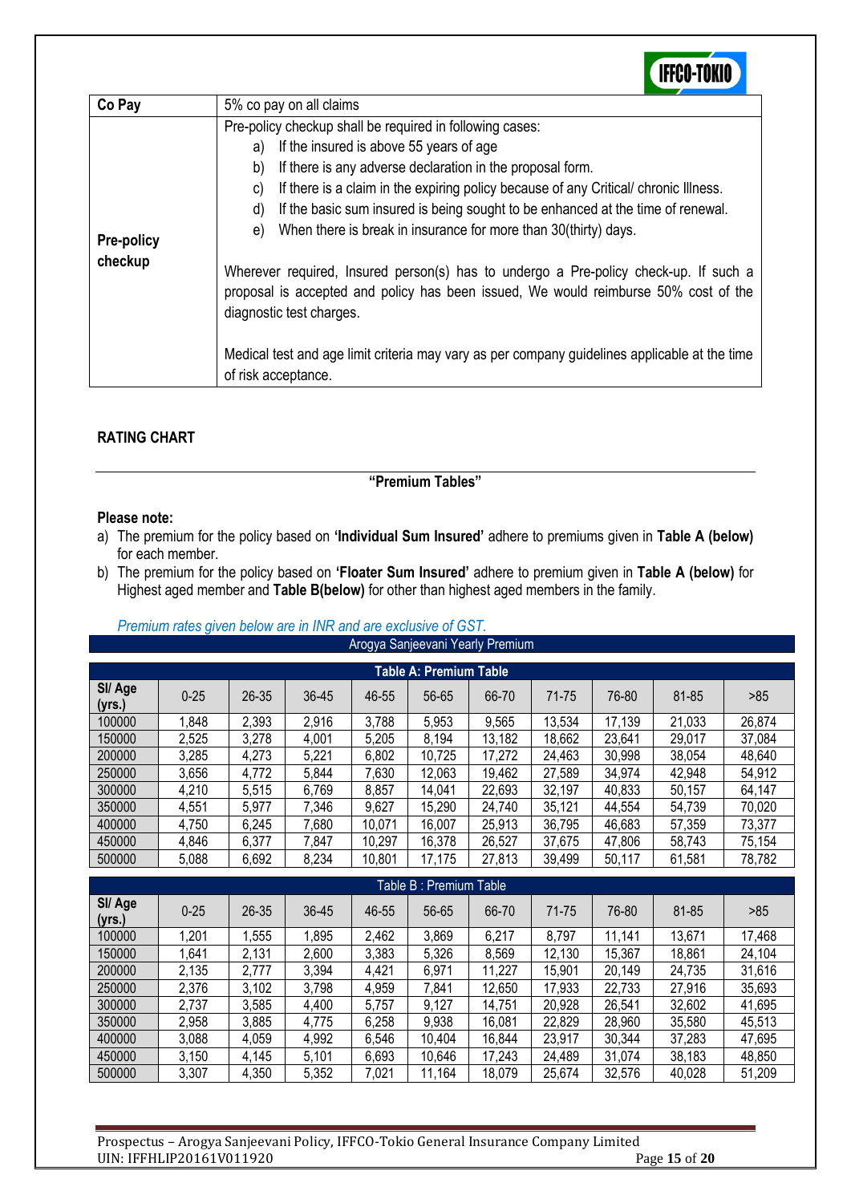| Co Pay | 5% co pay on all claims |
|---|---|
| Pre-policy checkup | Pre-policy checkup shall be required in following cases:<br>a) If the insured is above 55 years of age<br>b) If there is any adverse declaration in the proposal form.<br>c) If there is a claim in the expiring policy because of any Critical/ chronic Illness.<br>d) If the basic sum insured is being sought to be enhanced at the time of renewal.<br>e) When there is break in insurance for more than 30(thirty) days.<br><br>Wherever required, Insured person(s) has to undergo a Pre-policy check-up. If such a proposal is accepted and policy has been issued, We would reimburse 50% cost of the diagnostic test charges.<br><br>Medical test and age limit criteria may vary as per company guidelines applicable at the time of risk acceptance. |

## RATING CHART

### "Premium Tables"

**Please note:**

a) The premium for the policy based on **'Individual Sum Insured'** adhere to premiums given in **Table A (below)** for each member.

b) The premium for the policy based on **'Floater Sum Insured'** adhere to premium given in **Table A (below)** for Highest aged member and **Table B(below)** for other than highest aged members in the family.

*Premium rates given below are in INR and are exclusive of GST.*

**Arogya Sanjeevani Yearly Premium**

**Table A: Premium Table**

| SI/ Age (yrs.) | 0-25 | 26-35 | 36-45 | 46-55 | 56-65 | 66-70 | 71-75 | 76-80 | 81-85 | >85 |
|---|---|---|---|---|---|---|---|---|---|---|
| 100000 | 1,848 | 2,393 | 2,916 | 3,788 | 5,953 | 9,565 | 13,534 | 17,139 | 21,033 | 26,874 |
| 150000 | 2,525 | 3,278 | 4,001 | 5,205 | 8,194 | 13,182 | 18,662 | 23,641 | 29,017 | 37,084 |
| 200000 | 3,285 | 4,273 | 5,221 | 6,802 | 10,725 | 17,272 | 24,463 | 30,998 | 38,054 | 48,640 |
| 250000 | 3,656 | 4,772 | 5,844 | 7,630 | 12,063 | 19,462 | 27,589 | 34,974 | 42,948 | 54,912 |
| 300000 | 4,210 | 5,515 | 6,769 | 8,857 | 14,041 | 22,693 | 32,197 | 40,833 | 50,157 | 64,147 |
| 350000 | 4,551 | 5,977 | 7,346 | 9,627 | 15,290 | 24,740 | 35,121 | 44,554 | 54,739 | 70,020 |
| 400000 | 4,750 | 6,245 | 7,680 | 10,071 | 16,007 | 25,913 | 36,795 | 46,683 | 57,359 | 73,377 |
| 450000 | 4,846 | 6,377 | 7,847 | 10,297 | 16,378 | 26,527 | 37,675 | 47,806 | 58,743 | 75,154 |
| 500000 | 5,088 | 6,692 | 8,234 | 10,801 | 17,175 | 27,813 | 39,499 | 50,117 | 61,581 | 78,782 |

**Table B : Premium Table**

| SI/ Age (yrs.) | 0-25 | 26-35 | 36-45 | 46-55 | 56-65 | 66-70 | 71-75 | 76-80 | 81-85 | >85 |
|---|---|---|---|---|---|---|---|---|---|---|
| 100000 | 1,201 | 1,555 | 1,895 | 2,462 | 3,869 | 6,217 | 8,797 | 11,141 | 13,671 | 17,468 |
| 150000 | 1,641 | 2,131 | 2,600 | 3,383 | 5,326 | 8,569 | 12,130 | 15,367 | 18,861 | 24,104 |
| 200000 | 2,135 | 2,777 | 3,394 | 4,421 | 6,971 | 11,227 | 15,901 | 20,149 | 24,735 | 31,616 |
| 250000 | 2,376 | 3,102 | 3,798 | 4,959 | 7,841 | 12,650 | 17,933 | 22,733 | 27,916 | 35,693 |
| 300000 | 2,737 | 3,585 | 4,400 | 5,757 | 9,127 | 14,751 | 20,928 | 26,541 | 32,602 | 41,695 |
| 350000 | 2,958 | 3,885 | 4,775 | 6,258 | 9,938 | 16,081 | 22,829 | 28,960 | 35,580 | 45,513 |
| 400000 | 3,088 | 4,059 | 4,992 | 6,546 | 10,404 | 16,844 | 23,917 | 30,344 | 37,283 | 47,695 |
| 450000 | 3,150 | 4,145 | 5,101 | 6,693 | 10,646 | 17,243 | 24,489 | 31,074 | 38,183 | 48,850 |
| 500000 | 3,307 | 4,350 | 5,352 | 7,021 | 11,164 | 18,079 | 25,674 | 32,576 | 40,028 | 51,209 |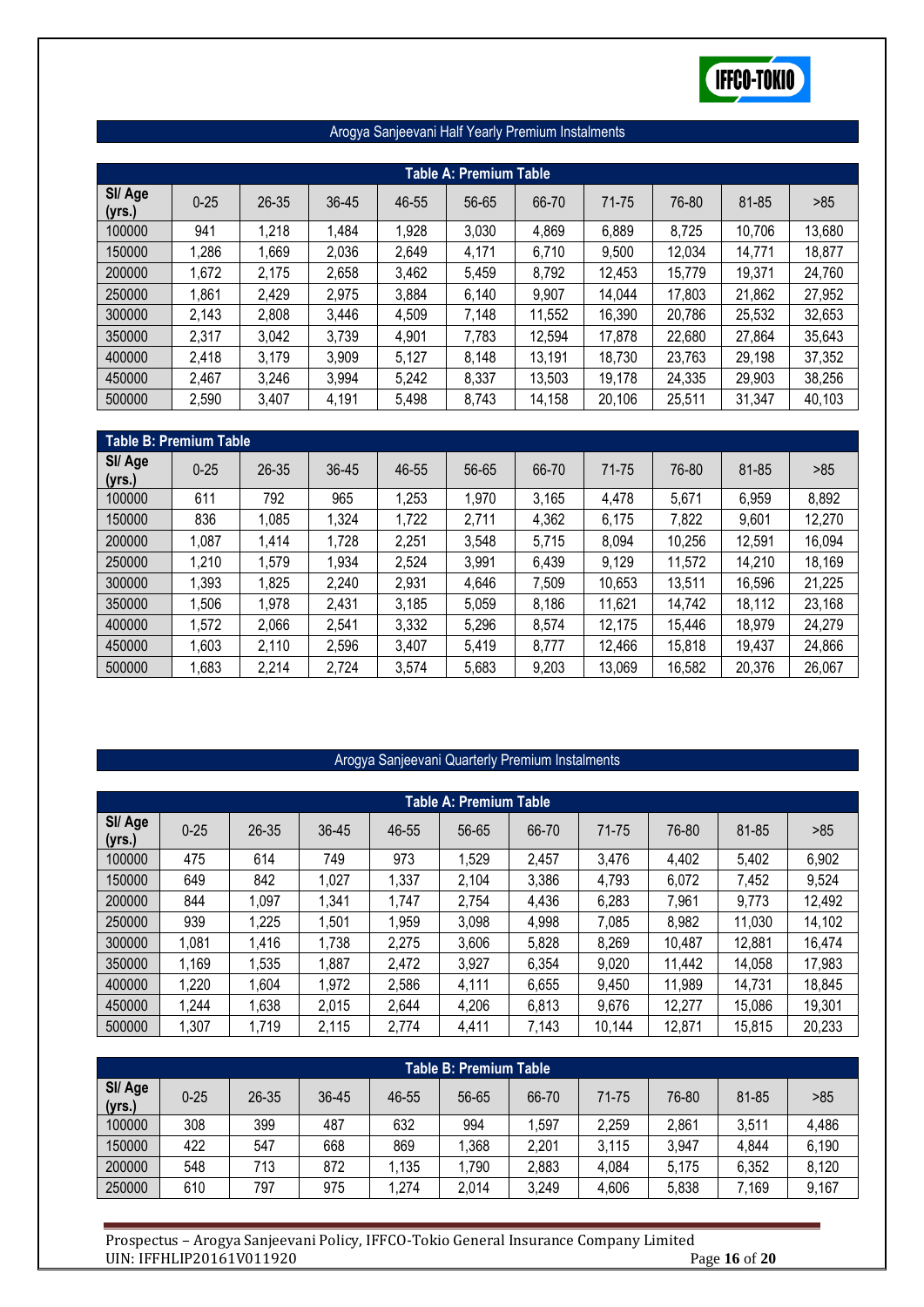## Arogya Sanjeevani Half Yearly Premium Instalments

| Table A: Premium Table | | | | | | | | | | |
|---|---|---|---|---|---|---|---|---|---|---|
| SI/ Age (yrs.) | 0-25 | 26-35 | 36-45 | 46-55 | 56-65 | 66-70 | 71-75 | 76-80 | 81-85 | >85 |
| 100000 | 941 | 1,218 | 1,484 | 1,928 | 3,030 | 4,869 | 6,889 | 8,725 | 10,706 | 13,680 |
| 150000 | 1,286 | 1,669 | 2,036 | 2,649 | 4,171 | 6,710 | 9,500 | 12,034 | 14,771 | 18,877 |
| 200000 | 1,672 | 2,175 | 2,658 | 3,462 | 5,459 | 8,792 | 12,453 | 15,779 | 19,371 | 24,760 |
| 250000 | 1,861 | 2,429 | 2,975 | 3,884 | 6,140 | 9,907 | 14,044 | 17,803 | 21,862 | 27,952 |
| 300000 | 2,143 | 2,808 | 3,446 | 4,509 | 7,148 | 11,552 | 16,390 | 20,786 | 25,532 | 32,653 |
| 350000 | 2,317 | 3,042 | 3,739 | 4,901 | 7,783 | 12,594 | 17,878 | 22,680 | 27,864 | 35,643 |
| 400000 | 2,418 | 3,179 | 3,909 | 5,127 | 8,148 | 13,191 | 18,730 | 23,763 | 29,198 | 37,352 |
| 450000 | 2,467 | 3,246 | 3,994 | 5,242 | 8,337 | 13,503 | 19,178 | 24,335 | 29,903 | 38,256 |
| 500000 | 2,590 | 3,407 | 4,191 | 5,498 | 8,743 | 14,158 | 20,106 | 25,511 | 31,347 | 40,103 |

| Table B: Premium Table | | | | | | | | | | |
|---|---|---|---|---|---|---|---|---|---|---|
| SI/ Age (yrs.) | 0-25 | 26-35 | 36-45 | 46-55 | 56-65 | 66-70 | 71-75 | 76-80 | 81-85 | >85 |
| 100000 | 611 | 792 | 965 | 1,253 | 1,970 | 3,165 | 4,478 | 5,671 | 6,959 | 8,892 |
| 150000 | 836 | 1,085 | 1,324 | 1,722 | 2,711 | 4,362 | 6,175 | 7,822 | 9,601 | 12,270 |
| 200000 | 1,087 | 1,414 | 1,728 | 2,251 | 3,548 | 5,715 | 8,094 | 10,256 | 12,591 | 16,094 |
| 250000 | 1,210 | 1,579 | 1,934 | 2,524 | 3,991 | 6,439 | 9,129 | 11,572 | 14,210 | 18,169 |
| 300000 | 1,393 | 1,825 | 2,240 | 2,931 | 4,646 | 7,509 | 10,653 | 13,511 | 16,596 | 21,225 |
| 350000 | 1,506 | 1,978 | 2,431 | 3,185 | 5,059 | 8,186 | 11,621 | 14,742 | 18,112 | 23,168 |
| 400000 | 1,572 | 2,066 | 2,541 | 3,332 | 5,296 | 8,574 | 12,175 | 15,446 | 18,979 | 24,279 |
| 450000 | 1,603 | 2,110 | 2,596 | 3,407 | 5,419 | 8,777 | 12,466 | 15,818 | 19,437 | 24,866 |
| 500000 | 1,683 | 2,214 | 2,724 | 3,574 | 5,683 | 9,203 | 13,069 | 16,582 | 20,376 | 26,067 |

## Arogya Sanjeevani Quarterly Premium Instalments

| Table A: Premium Table | | | | | | | | | | |
|---|---|---|---|---|---|---|---|---|---|---|
| SI/ Age (yrs.) | 0-25 | 26-35 | 36-45 | 46-55 | 56-65 | 66-70 | 71-75 | 76-80 | 81-85 | >85 |
| 100000 | 475 | 614 | 749 | 973 | 1,529 | 2,457 | 3,476 | 4,402 | 5,402 | 6,902 |
| 150000 | 649 | 842 | 1,027 | 1,337 | 2,104 | 3,386 | 4,793 | 6,072 | 7,452 | 9,524 |
| 200000 | 844 | 1,097 | 1,341 | 1,747 | 2,754 | 4,436 | 6,283 | 7,961 | 9,773 | 12,492 |
| 250000 | 939 | 1,225 | 1,501 | 1,959 | 3,098 | 4,998 | 7,085 | 8,982 | 11,030 | 14,102 |
| 300000 | 1,081 | 1,416 | 1,738 | 2,275 | 3,606 | 5,828 | 8,269 | 10,487 | 12,881 | 16,474 |
| 350000 | 1,169 | 1,535 | 1,887 | 2,472 | 3,927 | 6,354 | 9,020 | 11,442 | 14,058 | 17,983 |
| 400000 | 1,220 | 1,604 | 1,972 | 2,586 | 4,111 | 6,655 | 9,450 | 11,989 | 14,731 | 18,845 |
| 450000 | 1,244 | 1,638 | 2,015 | 2,644 | 4,206 | 6,813 | 9,676 | 12,277 | 15,086 | 19,301 |
| 500000 | 1,307 | 1,719 | 2,115 | 2,774 | 4,411 | 7,143 | 10,144 | 12,871 | 15,815 | 20,233 |

| Table B: Premium Table | | | | | | | | | | |
|---|---|---|---|---|---|---|---|---|---|---|
| SI/ Age (yrs.) | 0-25 | 26-35 | 36-45 | 46-55 | 56-65 | 66-70 | 71-75 | 76-80 | 81-85 | >85 |
| 100000 | 308 | 399 | 487 | 632 | 994 | 1,597 | 2,259 | 2,861 | 3,511 | 4,486 |
| 150000 | 422 | 547 | 668 | 869 | 1,368 | 2,201 | 3,115 | 3,947 | 4,844 | 6,190 |
| 200000 | 548 | 713 | 872 | 1,135 | 1,790 | 2,883 | 4,084 | 5,175 | 6,352 | 8,120 |
| 250000 | 610 | 797 | 975 | 1,274 | 2,014 | 3,249 | 4,606 | 5,838 | 7,169 | 9,167 |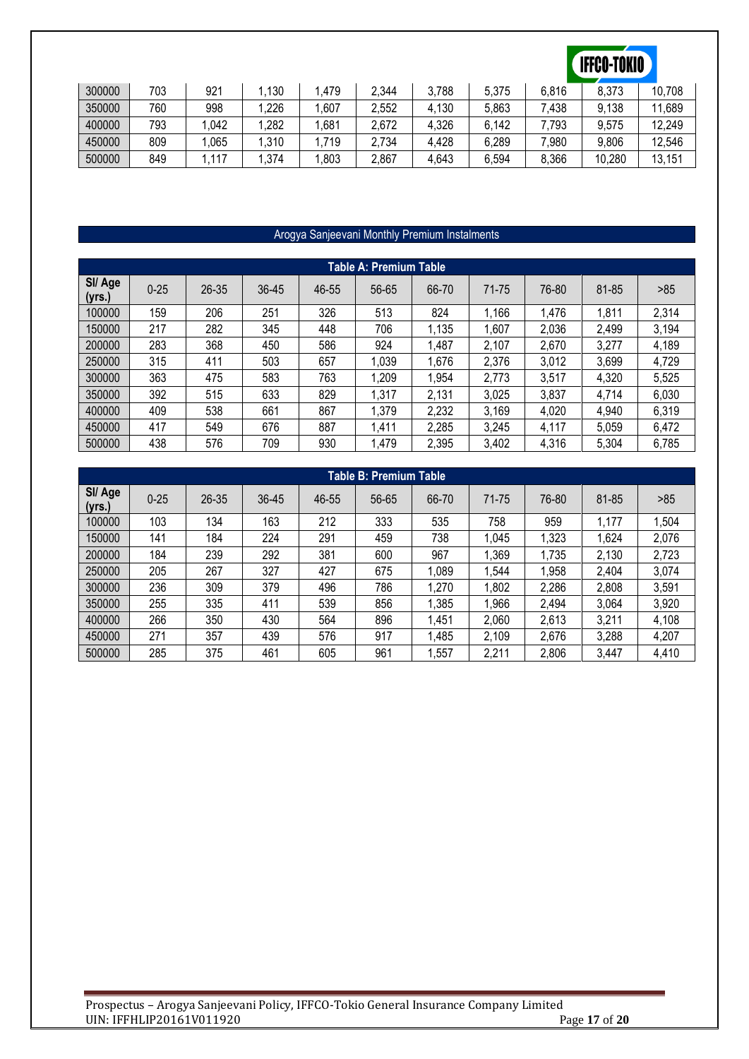| | | | | | | | | | | |
|---|---|---|---|---|---|---|---|---|---|---|
| 300000 | 703 | 921 | 1,130 | 1,479 | 2,344 | 3,788 | 5,375 | 6,816 | 8,373 | 10,708 |
| 350000 | 760 | 998 | 1,226 | 1,607 | 2,552 | 4,130 | 5,863 | 7,438 | 9,138 | 11,689 |
| 400000 | 793 | 1,042 | 1,282 | 1,681 | 2,672 | 4,326 | 6,142 | 7,793 | 9,575 | 12,249 |
| 450000 | 809 | 1,065 | 1,310 | 1,719 | 2,734 | 4,428 | 6,289 | 7,980 | 9,806 | 12,546 |
| 500000 | 849 | 1,117 | 1,374 | 1,803 | 2,867 | 4,643 | 6,594 | 8,366 | 10,280 | 13,151 |

## Arogya Sanjeevani Monthly Premium Instalments

**Table A: Premium Table**

| SI/ Age (yrs.) | 0-25 | 26-35 | 36-45 | 46-55 | 56-65 | 66-70 | 71-75 | 76-80 | 81-85 | >85 |
|---|---|---|---|---|---|---|---|---|---|---|
| 100000 | 159 | 206 | 251 | 326 | 513 | 824 | 1,166 | 1,476 | 1,811 | 2,314 |
| 150000 | 217 | 282 | 345 | 448 | 706 | 1,135 | 1,607 | 2,036 | 2,499 | 3,194 |
| 200000 | 283 | 368 | 450 | 586 | 924 | 1,487 | 2,107 | 2,670 | 3,277 | 4,189 |
| 250000 | 315 | 411 | 503 | 657 | 1,039 | 1,676 | 2,376 | 3,012 | 3,699 | 4,729 |
| 300000 | 363 | 475 | 583 | 763 | 1,209 | 1,954 | 2,773 | 3,517 | 4,320 | 5,525 |
| 350000 | 392 | 515 | 633 | 829 | 1,317 | 2,131 | 3,025 | 3,837 | 4,714 | 6,030 |
| 400000 | 409 | 538 | 661 | 867 | 1,379 | 2,232 | 3,169 | 4,020 | 4,940 | 6,319 |
| 450000 | 417 | 549 | 676 | 887 | 1,411 | 2,285 | 3,245 | 4,117 | 5,059 | 6,472 |
| 500000 | 438 | 576 | 709 | 930 | 1,479 | 2,395 | 3,402 | 4,316 | 5,304 | 6,785 |

**Table B: Premium Table**

| SI/ Age (yrs.) | 0-25 | 26-35 | 36-45 | 46-55 | 56-65 | 66-70 | 71-75 | 76-80 | 81-85 | >85 |
|---|---|---|---|---|---|---|---|---|---|---|
| 100000 | 103 | 134 | 163 | 212 | 333 | 535 | 758 | 959 | 1,177 | 1,504 |
| 150000 | 141 | 184 | 224 | 291 | 459 | 738 | 1,045 | 1,323 | 1,624 | 2,076 |
| 200000 | 184 | 239 | 292 | 381 | 600 | 967 | 1,369 | 1,735 | 2,130 | 2,723 |
| 250000 | 205 | 267 | 327 | 427 | 675 | 1,089 | 1,544 | 1,958 | 2,404 | 3,074 |
| 300000 | 236 | 309 | 379 | 496 | 786 | 1,270 | 1,802 | 2,286 | 2,808 | 3,591 |
| 350000 | 255 | 335 | 411 | 539 | 856 | 1,385 | 1,966 | 2,494 | 3,064 | 3,920 |
| 400000 | 266 | 350 | 430 | 564 | 896 | 1,451 | 2,060 | 2,613 | 3,211 | 4,108 |
| 450000 | 271 | 357 | 439 | 576 | 917 | 1,485 | 2,109 | 2,676 | 3,288 | 4,207 |
| 500000 | 285 | 375 | 461 | 605 | 961 | 1,557 | 2,211 | 2,806 | 3,447 | 4,410 |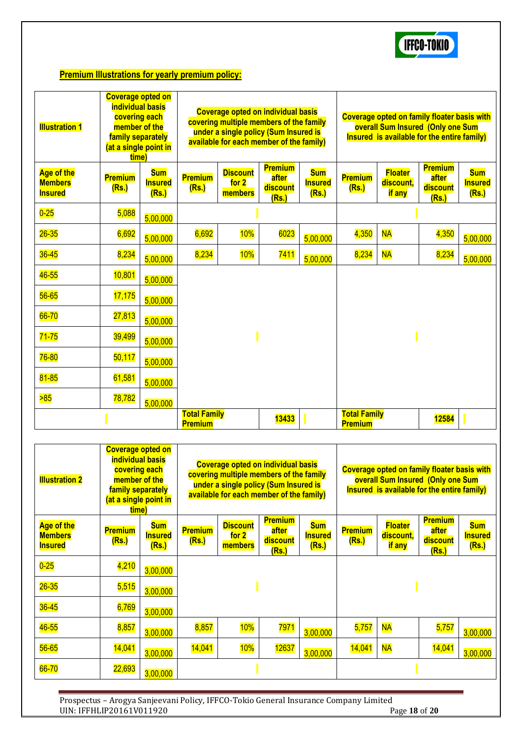## Premium Illustrations for yearly premium policy:

| Illustration 1 | Coverage opted on individual basis covering each member of the family separately (at a single point in time) | | Coverage opted on individual basis covering multiple members of the family under a single policy (Sum Insured is available for each member of the family) | | | | Coverage opted on family floater basis with overall Sum Insured (Only one Sum Insured is available for the entire family) | | | |
|---|---|---|---|---|---|---|---|---|---|---|
| Age of the Members Insured | Premium (Rs.) | Sum Insured (Rs.) | Premium (Rs.) | Discount for 2 members | Premium after discount (Rs.) | Sum Insured (Rs.) | Premium (Rs.) | Floater discount, if any | Premium after discount (Rs.) | Sum Insured (Rs.) |
| 0-25 | 5,088 | 5,00,000 | | | | | | | | |
| 26-35 | 6,692 | 5,00,000 | 6,692 | 10% | 6023 | 5,00,000 | 4,350 | NA | 4,350 | 5,00,000 |
| 36-45 | 8,234 | 5,00,000 | 8,234 | 10% | 7411 | 5,00,000 | 8,234 | NA | 8,234 | 5,00,000 |
| 46-55 | 10,801 | 5,00,000 | | | | | | | | |
| 56-65 | 17,175 | 5,00,000 | | | | | | | | |
| 66-70 | 27,813 | 5,00,000 | | | | | | | | |
| 71-75 | 39,499 | 5,00,000 | | | | | | | | |
| 76-80 | 50,117 | 5,00,000 | | | | | | | | |
| 81-85 | 61,581 | 5,00,000 | | | | | | | | |
| >85 | 78,782 | 5,00,000 | | | | | | | | |
| | | | Total Family Premium | | 13433 | | Total Family Premium | | 12584 | |

| Illustration 2 | Coverage opted on individual basis covering each member of the family separately (at a single point in time) | | Coverage opted on individual basis covering multiple members of the family under a single policy (Sum Insured is available for each member of the family) | | | | Coverage opted on family floater basis with overall Sum Insured (Only one Sum Insured is available for the entire family) | | | |
|---|---|---|---|---|---|---|---|---|---|---|
| Age of the Members Insured | Premium (Rs.) | Sum Insured (Rs.) | Premium (Rs.) | Discount for 2 members | Premium after discount (Rs.) | Sum Insured (Rs.) | Premium (Rs.) | Floater discount, if any | Premium after discount (Rs.) | Sum Insured (Rs.) |
| 0-25 | 4,210 | 3,00,000 | | | | | | | | |
| 26-35 | 5,515 | 3,00,000 | | | | | | | | |
| 36-45 | 6,769 | 3,00,000 | | | | | | | | |
| 46-55 | 8,857 | 3,00,000 | 8,857 | 10% | 7971 | 3,00,000 | 5,757 | NA | 5,757 | 3,00,000 |
| 56-65 | 14,041 | 3,00,000 | 14,041 | 10% | 12637 | 3,00,000 | 14,041 | NA | 14,041 | 3,00,000 |
| 66-70 | 22,693 | 3,00,000 | | | | | | | | |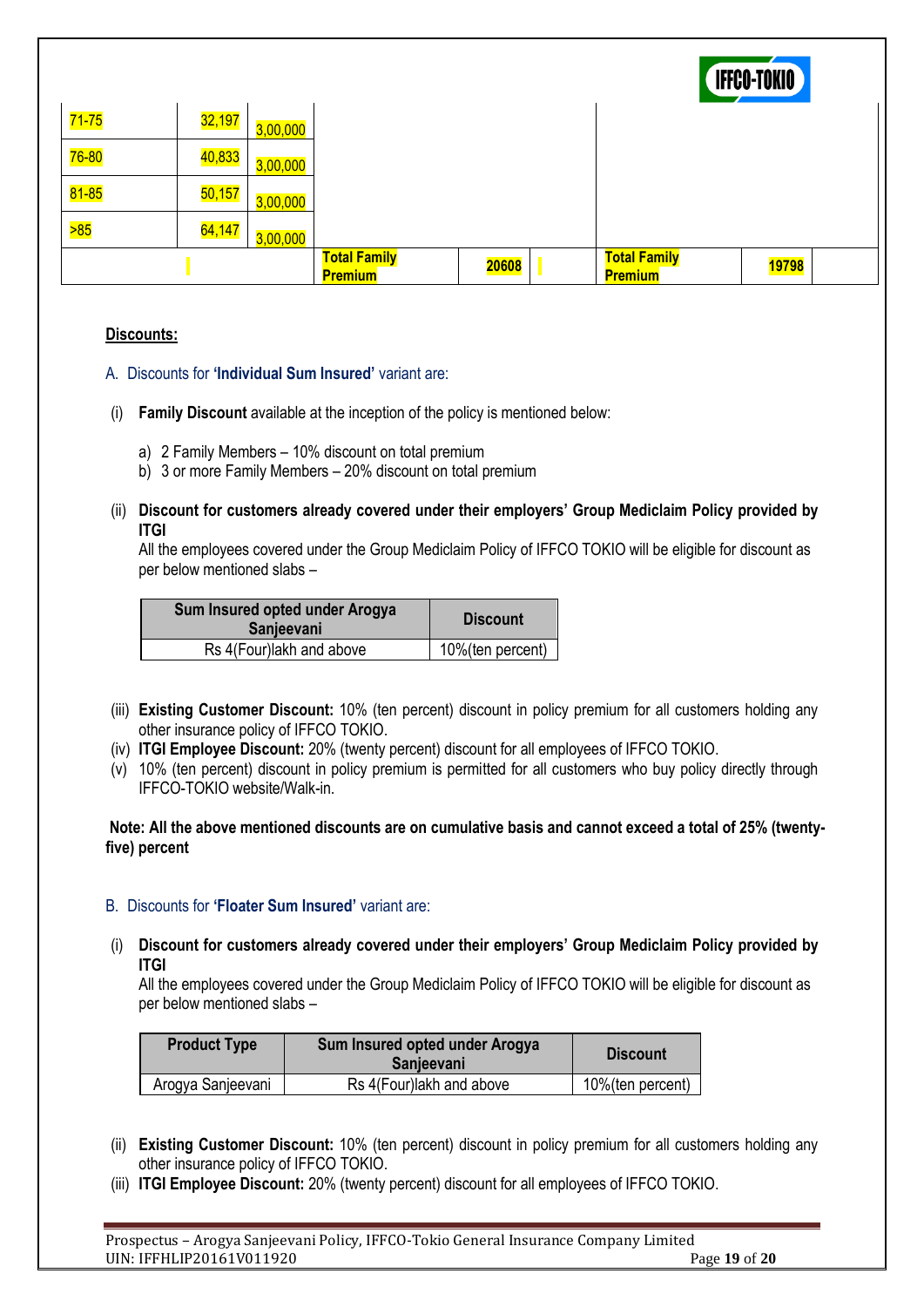| 71-75 | 32,197 | 3,00,000 | | | | | | |
|---|---|---|---|---|---|---|---|---|
| 76-80 | 40,833 | 3,00,000 | | | | | | |
| 81-85 | 50,157 | 3,00,000 | | | | | | |
| >85 | 64,147 | 3,00,000 | | | | | | |
| | | | **Total Family Premium** | **20608** | | **Total Family Premium** | **19798** | |

**Discounts:**

A. Discounts for **'Individual Sum Insured'** variant are:

(i) **Family Discount** available at the inception of the policy is mentioned below:

a) 2 Family Members – 10% discount on total premium
b) 3 or more Family Members – 20% discount on total premium

(ii) **Discount for customers already covered under their employers' Group Mediclaim Policy provided by ITGI**
All the employees covered under the Group Mediclaim Policy of IFFCO TOKIO will be eligible for discount as per below mentioned slabs –

| Sum Insured opted under Arogya Sanjeevani | Discount |
|---|---|
| Rs 4(Four)lakh and above | 10%(ten percent) |

(iii) **Existing Customer Discount:** 10% (ten percent) discount in policy premium for all customers holding any other insurance policy of IFFCO TOKIO.
(iv) **ITGI Employee Discount:** 20% (twenty percent) discount for all employees of IFFCO TOKIO.
(v) 10% (ten percent) discount in policy premium is permitted for all customers who buy policy directly through IFFCO-TOKIO website/Walk-in.

**Note: All the above mentioned discounts are on cumulative basis and cannot exceed a total of 25% (twenty-five) percent**

B. Discounts for **'Floater Sum Insured'** variant are:

(i) **Discount for customers already covered under their employers' Group Mediclaim Policy provided by ITGI**
All the employees covered under the Group Mediclaim Policy of IFFCO TOKIO will be eligible for discount as per below mentioned slabs –

| Product Type | Sum Insured opted under Arogya Sanjeevani | Discount |
|---|---|---|
| Arogya Sanjeevani | Rs 4(Four)lakh and above | 10%(ten percent) |

(ii) **Existing Customer Discount:** 10% (ten percent) discount in policy premium for all customers holding any other insurance policy of IFFCO TOKIO.
(iii) **ITGI Employee Discount:** 20% (twenty percent) discount for all employees of IFFCO TOKIO.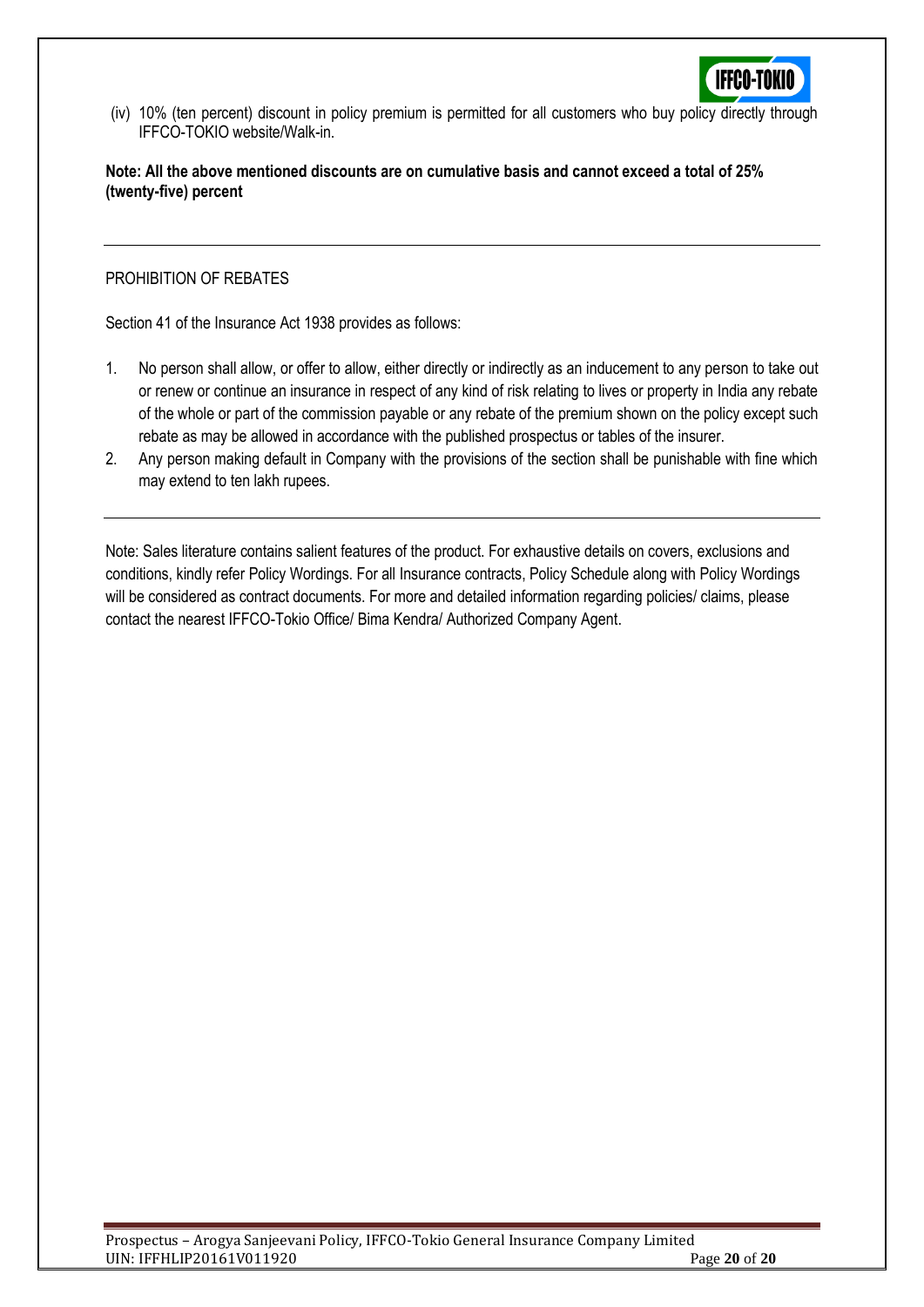(iv) 10% (ten percent) discount in policy premium is permitted for all customers who buy policy directly through IFFCO-TOKIO website/Walk-in.

**Note: All the above mentioned discounts are on cumulative basis and cannot exceed a total of 25% (twenty-five) percent**

---

PROHIBITION OF REBATES

Section 41 of the Insurance Act 1938 provides as follows:

1. No person shall allow, or offer to allow, either directly or indirectly as an inducement to any person to take out or renew or continue an insurance in respect of any kind of risk relating to lives or property in India any rebate of the whole or part of the commission payable or any rebate of the premium shown on the policy except such rebate as may be allowed in accordance with the published prospectus or tables of the insurer.
2. Any person making default in Company with the provisions of the section shall be punishable with fine which may extend to ten lakh rupees.

---

Note: Sales literature contains salient features of the product. For exhaustive details on covers, exclusions and conditions, kindly refer Policy Wordings. For all Insurance contracts, Policy Schedule along with Policy Wordings will be considered as contract documents. For more and detailed information regarding policies/ claims, please contact the nearest IFFCO-Tokio Office/ Bima Kendra/ Authorized Company Agent.